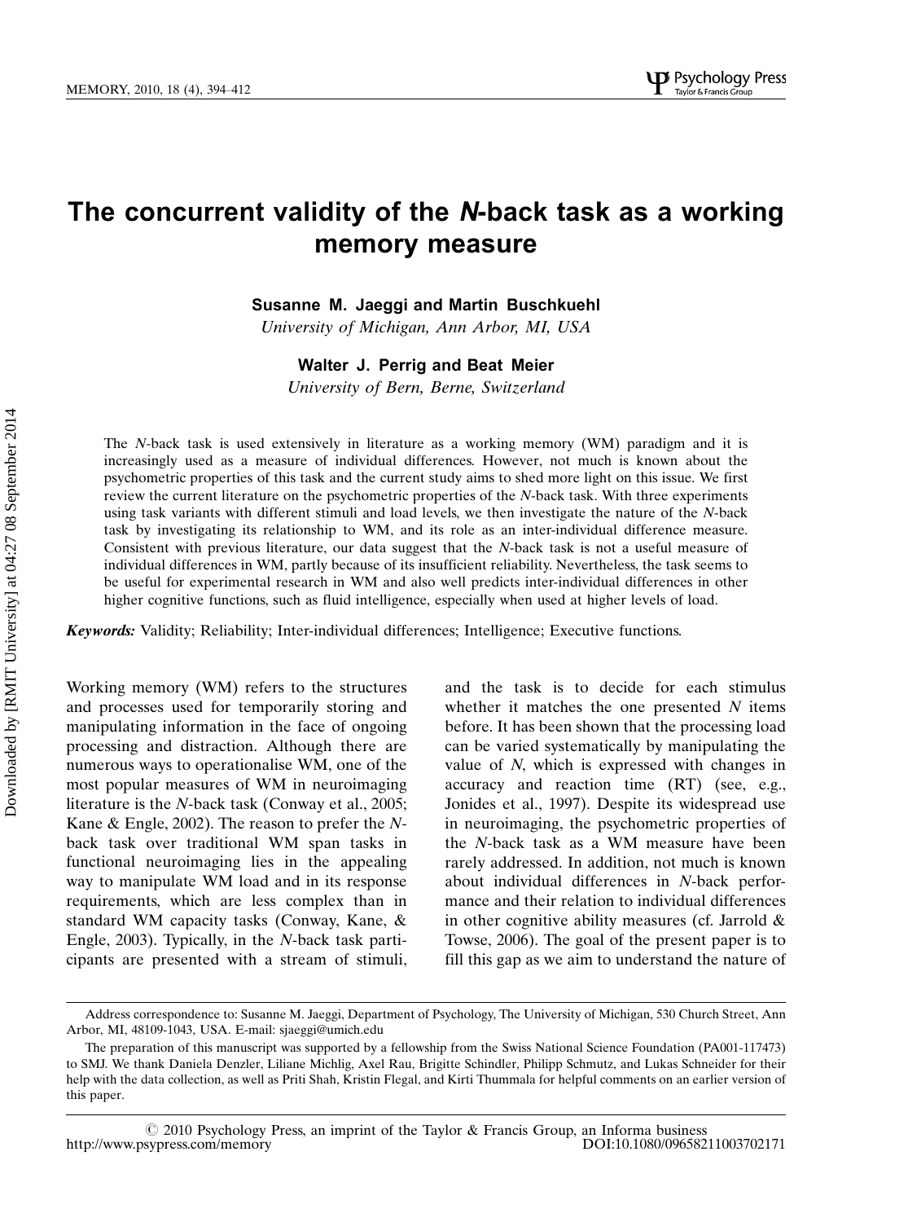# The concurrent validity of the *N*-back task as a working memory measure

**Susanne M. Jaeggi and Martin Buschkuehl**

*University of Michigan, Ann Arbor, MI, USA*

**Walter J. Perrig and Beat Meier**

*University of Bern, Berne, Switzerland*

The *N*-back task is used extensively in literature as a working memory (WM) paradigm and it is increasingly used as a measure of individual differences. However, not much is known about the psychometric properties of this task and the current study aims to shed more light on this issue. We first review the current literature on the psychometric properties of the *N*-back task. With three experiments using task variants with different stimuli and load levels, we then investigate the nature of the *N*-back task by investigating its relationship to WM, and its role as an inter-individual difference measure. Consistent with previous literature, our data suggest that the *N*-back task is not a useful measure of individual differences in WM, partly because of its insufficient reliability. Nevertheless, the task seems to be useful for experimental research in WM and also well predicts inter-individual differences in other higher cognitive functions, such as fluid intelligence, especially when used at higher levels of load.

***Keywords:*** Validity; Reliability; Inter-individual differences; Intelligence; Executive functions.

Working memory (WM) refers to the structures and processes used for temporarily storing and manipulating information in the face of ongoing processing and distraction. Although there are numerous ways to operationalise WM, one of the most popular measures of WM in neuroimaging literature is the *N*-back task (Conway et al., 2005; Kane & Engle, 2002). The reason to prefer the *N*-back task over traditional WM span tasks in functional neuroimaging lies in the appealing way to manipulate WM load and in its response requirements, which are less complex than in standard WM capacity tasks (Conway, Kane, & Engle, 2003). Typically, in the *N*-back task participants are presented with a stream of stimuli, and the task is to decide for each stimulus whether it matches the one presented *N* items before. It has been shown that the processing load can be varied systematically by manipulating the value of *N*, which is expressed with changes in accuracy and reaction time (RT) (see, e.g., Jonides et al., 1997). Despite its widespread use in neuroimaging, the psychometric properties of the *N*-back task as a WM measure have been rarely addressed. In addition, not much is known about individual differences in *N*-back performance and their relation to individual differences in other cognitive ability measures (cf. Jarrold & Towse, 2006). The goal of the present paper is to fill this gap as we aim to understand the nature of

Address correspondence to: Susanne M. Jaeggi, Department of Psychology, The University of Michigan, 530 Church Street, Ann Arbor, MI, 48109-1043, USA. E-mail: sjaeggi@umich.edu

The preparation of this manuscript was supported by a fellowship from the Swiss National Science Foundation (PA001-117473) to SMJ. We thank Daniela Denzler, Liliane Michlig, Axel Rau, Brigitte Schindler, Philipp Schmutz, and Lukas Schneider for their help with the data collection, as well as Priti Shah, Kristin Flegal, and Kirti Thummala for helpful comments on an earlier version of this paper.

© 2010 Psychology Press, an imprint of the Taylor & Francis Group, an Informa business
http://www.psypress.com/memory DOI:10.1080/09658211003702171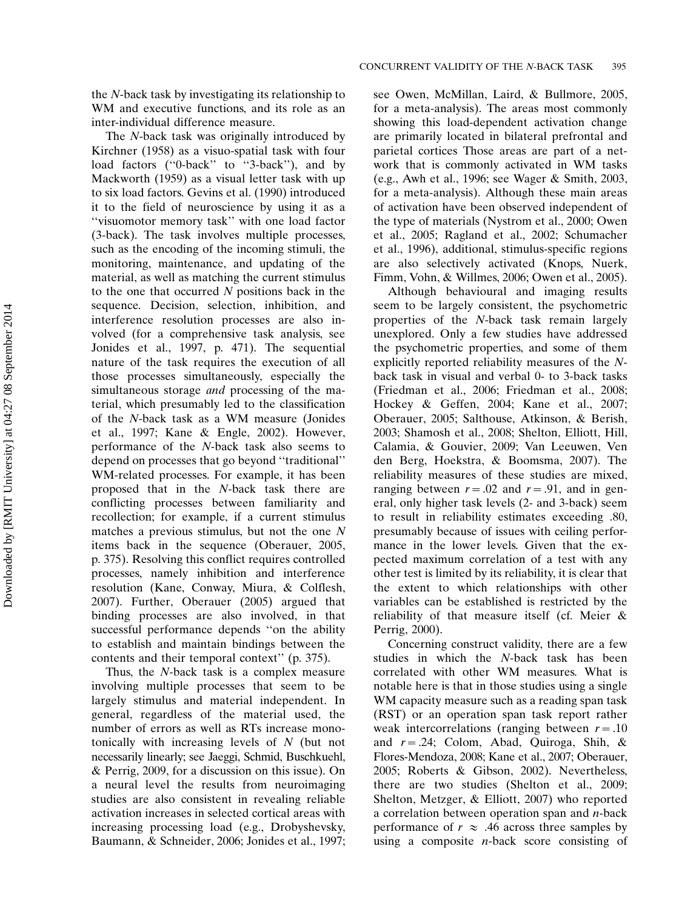the *N*-back task by investigating its relationship to WM and executive functions, and its role as an inter-individual difference measure.

The *N*-back task was originally introduced by Kirchner (1958) as a visuo-spatial task with four load factors (''0-back'' to ''3-back''), and by Mackworth (1959) as a visual letter task with up to six load factors. Gevins et al. (1990) introduced it to the field of neuroscience by using it as a ''visuomotor memory task'' with one load factor (3-back). The task involves multiple processes, such as the encoding of the incoming stimuli, the monitoring, maintenance, and updating of the material, as well as matching the current stimulus to the one that occurred *N* positions back in the sequence. Decision, selection, inhibition, and interference resolution processes are also involved (for a comprehensive task analysis, see Jonides et al., 1997, p. 471). The sequential nature of the task requires the execution of all those processes simultaneously, especially the simultaneous storage *and* processing of the material, which presumably led to the classification of the *N*-back task as a WM measure (Jonides et al., 1997; Kane & Engle, 2002). However, performance of the *N*-back task also seems to depend on processes that go beyond ''traditional'' WM-related processes. For example, it has been proposed that in the *N*-back task there are conflicting processes between familiarity and recollection; for example, if a current stimulus matches a previous stimulus, but not the one *N* items back in the sequence (Oberauer, 2005, p. 375). Resolving this conflict requires controlled processes, namely inhibition and interference resolution (Kane, Conway, Miura, & Colflesh, 2007). Further, Oberauer (2005) argued that binding processes are also involved, in that successful performance depends ''on the ability to establish and maintain bindings between the contents and their temporal context'' (p. 375).

Thus, the *N*-back task is a complex measure involving multiple processes that seem to be largely stimulus and material independent. In general, regardless of the material used, the number of errors as well as RTs increase monotonically with increasing levels of *N* (but not necessarily linearly; see Jaeggi, Schmid, Buschkuehl, & Perrig, 2009, for a discussion on this issue). On a neural level the results from neuroimaging studies are also consistent in revealing reliable activation increases in selected cortical areas with increasing processing load (e.g., Drobyshevsky, Baumann, & Schneider, 2006; Jonides et al., 1997; see Owen, McMillan, Laird, & Bullmore, 2005, for a meta-analysis). The areas most commonly showing this load-dependent activation change are primarily located in bilateral prefrontal and parietal cortices Those areas are part of a network that is commonly activated in WM tasks (e.g., Awh et al., 1996; see Wager & Smith, 2003, for a meta-analysis). Although these main areas of activation have been observed independent of the type of materials (Nystrom et al., 2000; Owen et al., 2005; Ragland et al., 2002; Schumacher et al., 1996), additional, stimulus-specific regions are also selectively activated (Knops, Nuerk, Fimm, Vohn, & Willmes, 2006; Owen et al., 2005).

Although behavioural and imaging results seem to be largely consistent, the psychometric properties of the *N*-back task remain largely unexplored. Only a few studies have addressed the psychometric properties, and some of them explicitly reported reliability measures of the *N*-back task in visual and verbal 0- to 3-back tasks (Friedman et al., 2006; Friedman et al., 2008; Hockey & Geffen, 2004; Kane et al., 2007; Oberauer, 2005; Salthouse, Atkinson, & Berish, 2003; Shamosh et al., 2008; Shelton, Elliott, Hill, Calamia, & Gouvier, 2009; Van Leeuwen, Ven den Berg, Hoekstra, & Boomsma, 2007). The reliability measures of these studies are mixed, ranging between $r = .02$ and $r = .91$, and in general, only higher task levels (2- and 3-back) seem to result in reliability estimates exceeding .80, presumably because of issues with ceiling performance in the lower levels. Given that the expected maximum correlation of a test with any other test is limited by its reliability, it is clear that the extent to which relationships with other variables can be established is restricted by the reliability of that measure itself (cf. Meier & Perrig, 2000).

Concerning construct validity, there are a few studies in which the *N*-back task has been correlated with other WM measures. What is notable here is that in those studies using a single WM capacity measure such as a reading span task (RST) or an operation span task report rather weak intercorrelations (ranging between $r = .10$ and $r = .24$; Colom, Abad, Quiroga, Shih, & Flores-Mendoza, 2008; Kane et al., 2007; Oberauer, 2005; Roberts & Gibson, 2002). Nevertheless, there are two studies (Shelton et al., 2009; Shelton, Metzger, & Elliott, 2007) who reported a correlation between operation span and *n*-back performance of $r \approx .46$ across three samples by using a composite *n*-back score consisting of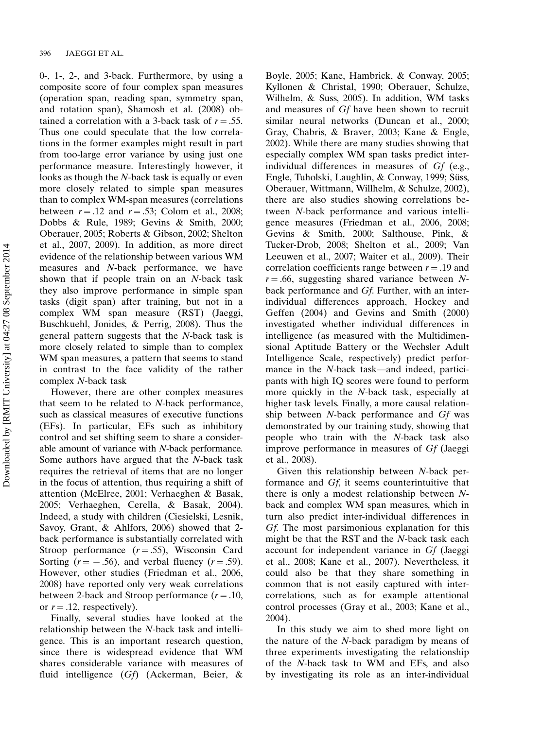0-, 1-, 2-, and 3-back. Furthermore, by using a composite score of four complex span measures (operation span, reading span, symmetry span, and rotation span), Shamosh et al. (2008) obtained a correlation with a 3-back task of $r = .55$. Thus one could speculate that the low correlations in the former examples might result in part from too-large error variance by using just one performance measure. Interestingly however, it looks as though the *N*-back task is equally or even more closely related to simple span measures than to complex WM-span measures (correlations between $r = .12$ and $r = .53$; Colom et al., 2008; Dobbs & Rule, 1989; Gevins & Smith, 2000; Oberauer, 2005; Roberts & Gibson, 2002; Shelton et al., 2007, 2009). In addition, as more direct evidence of the relationship between various WM measures and *N*-back performance, we have shown that if people train on an *N*-back task they also improve performance in simple span tasks (digit span) after training, but not in a complex WM span measure (RST) (Jaeggi, Buschkuehl, Jonides, & Perrig, 2008). Thus the general pattern suggests that the *N*-back task is more closely related to simple than to complex WM span measures, a pattern that seems to stand in contrast to the face validity of the rather complex *N*-back task

However, there are other complex measures that seem to be related to *N*-back performance, such as classical measures of executive functions (EFs). In particular, EFs such as inhibitory control and set shifting seem to share a considerable amount of variance with *N*-back performance. Some authors have argued that the *N*-back task requires the retrieval of items that are no longer in the focus of attention, thus requiring a shift of attention (McElree, 2001; Verhaeghen & Basak, 2005; Verhaeghen, Cerella, & Basak, 2004). Indeed, a study with children (Ciesielski, Lesnik, Savoy, Grant, & Ahlfors, 2006) showed that 2-back performance is substantially correlated with Stroop performance ($r = .55$), Wisconsin Card Sorting ($r = -.56$), and verbal fluency ($r = .59$). However, other studies (Friedman et al., 2006, 2008) have reported only very weak correlations between 2-back and Stroop performance ($r = .10$, or $r = .12$, respectively).

Finally, several studies have looked at the relationship between the *N*-back task and intelligence. This is an important research question, since there is widespread evidence that WM shares considerable variance with measures of fluid intelligence (*Gf*) (Ackerman, Beier, & Boyle, 2005; Kane, Hambrick, & Conway, 2005; Kyllonen & Christal, 1990; Oberauer, Schulze, Wilhelm, & Suss, 2005). In addition, WM tasks and measures of *Gf* have been shown to recruit similar neural networks (Duncan et al., 2000; Gray, Chabris, & Braver, 2003; Kane & Engle, 2002). While there are many studies showing that especially complex WM span tasks predict inter-individual differences in measures of *Gf* (e.g., Engle, Tuholski, Laughlin, & Conway, 1999; Süss, Oberauer, Wittmann, Willhelm, & Schulze, 2002), there are also studies showing correlations between *N*-back performance and various intelligence measures (Friedman et al., 2006, 2008; Gevins & Smith, 2000; Salthouse, Pink, & Tucker-Drob, 2008; Shelton et al., 2009; Van Leeuwen et al., 2007; Waiter et al., 2009). Their correlation coefficients range between $r = .19$ and $r = .66$, suggesting shared variance between *N*-back performance and *Gf*. Further, with an inter-individual differences approach, Hockey and Geffen (2004) and Gevins and Smith (2000) investigated whether individual differences in intelligence (as measured with the Multidimensional Aptitude Battery or the Wechsler Adult Intelligence Scale, respectively) predict performance in the *N*-back task—and indeed, participants with high IQ scores were found to perform more quickly in the *N*-back task, especially at higher task levels. Finally, a more causal relationship between *N*-back performance and *Gf* was demonstrated by our training study, showing that people who train with the *N*-back task also improve performance in measures of *Gf* (Jaeggi et al., 2008).

Given this relationship between *N*-back performance and *Gf*, it seems counterintuitive that there is only a modest relationship between *N*-back and complex WM span measures, which in turn also predict inter-individual differences in *Gf*. The most parsimonious explanation for this might be that the RST and the *N*-back task each account for independent variance in *Gf* (Jaeggi et al., 2008; Kane et al., 2007). Nevertheless, it could also be that they share something in common that is not easily captured with inter-correlations, such as for example attentional control processes (Gray et al., 2003; Kane et al., 2004).

In this study we aim to shed more light on the nature of the *N*-back paradigm by means of three experiments investigating the relationship of the *N*-back task to WM and EFs, and also by investigating its role as an inter-individual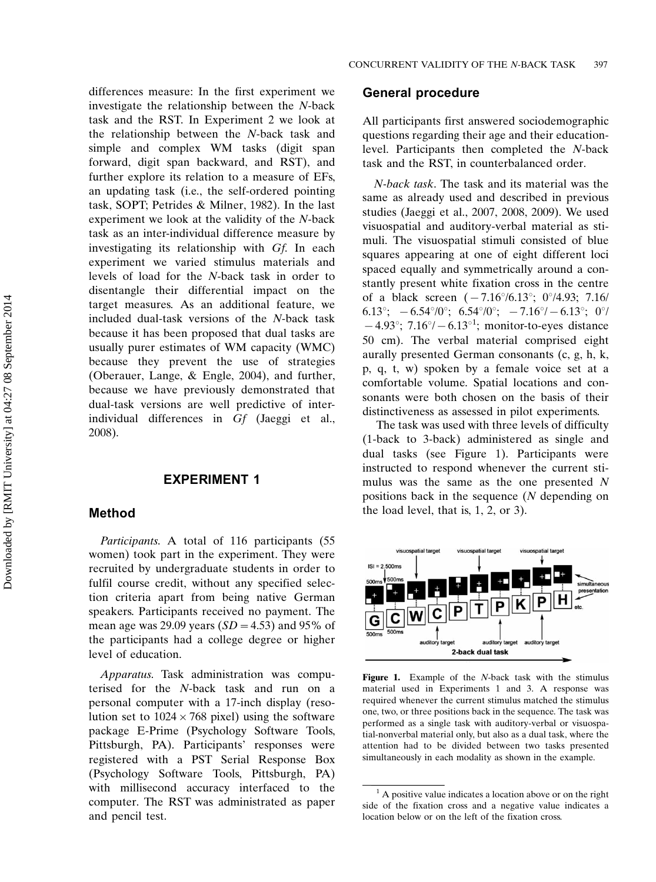differences measure: In the first experiment we investigate the relationship between the *N*-back task and the RST. In Experiment 2 we look at the relationship between the *N*-back task and simple and complex WM tasks (digit span forward, digit span backward, and RST), and further explore its relation to a measure of EFs, an updating task (i.e., the self-ordered pointing task, SOPT; Petrides & Milner, 1982). In the last experiment we look at the validity of the *N*-back task as an inter-individual difference measure by investigating its relationship with *Gf*. In each experiment we varied stimulus materials and levels of load for the *N*-back task in order to disentangle their differential impact on the target measures. As an additional feature, we included dual-task versions of the *N*-back task because it has been proposed that dual tasks are usually purer estimates of WM capacity (WMC) because they prevent the use of strategies (Oberauer, Lange, & Engle, 2004), and further, because we have previously demonstrated that dual-task versions are well predictive of inter-individual differences in *Gf* (Jaeggi et al., 2008).

## EXPERIMENT 1

### Method

*Participants*. A total of 116 participants (55 women) took part in the experiment. They were recruited by undergraduate students in order to fulfil course credit, without any specified selection criteria apart from being native German speakers. Participants received no payment. The mean age was 29.09 years ($SD = 4.53$) and 95% of the participants had a college degree or higher level of education.

*Apparatus*. Task administration was computerised for the *N*-back task and run on a personal computer with a 17-inch display (resolution set to $1024 \times 768$ pixel) using the software package E-Prime (Psychology Software Tools, Pittsburgh, PA). Participants' responses were registered with a PST Serial Response Box (Psychology Software Tools, Pittsburgh, PA) with millisecond accuracy interfaced to the computer. The RST was administrated as paper and pencil test.

### General procedure

All participants first answered sociodemographic questions regarding their age and their education-level. Participants then completed the *N*-back task and the RST, in counterbalanced order.

*N-back task*. The task and its material was the same as already used and described in previous studies (Jaeggi et al., 2007, 2008, 2009). We used visuospatial and auditory-verbal material as stimuli. The visuospatial stimuli consisted of blue squares appearing at one of eight different loci spaced equally and symmetrically around a constantly present white fixation cross in the centre of a black screen ($-7.16°/6.13°$; $0°/4.93$; $7.16/6.13°$; $-6.54°/0°$; $6.54°/0°$; $-7.16°/-6.13°$; $0°/-4.93°$; $7.16°/-6.13°$[1]; monitor-to-eyes distance 50 cm). The verbal material comprised eight aurally presented German consonants (c, g, h, k, p, q, t, w) spoken by a female voice set at a comfortable volume. Spatial locations and consonants were both chosen on the basis of their distinctiveness as assessed in pilot experiments.

The task was used with three levels of difficulty (1-back to 3-back) administered as single and dual tasks (see Figure 1). Participants were instructed to respond whenever the current stimulus was the same as the one presented *N* positions back in the sequence (*N* depending on the load level, that is, 1, 2, or 3).

**Figure 1.** Example of the *N*-back task with the stimulus material used in Experiments 1 and 3. A response was required whenever the current stimulus matched the stimulus one, two, or three positions back in the sequence. The task was performed as a single task with auditory-verbal or visuospatial-nonverbal material only, but also as a dual task, where the attention had to be divided between two tasks presented simultaneously in each modality as shown in the example.

[1] A positive value indicates a location above or on the right side of the fixation cross and a negative value indicates a location below or on the left of the fixation cross.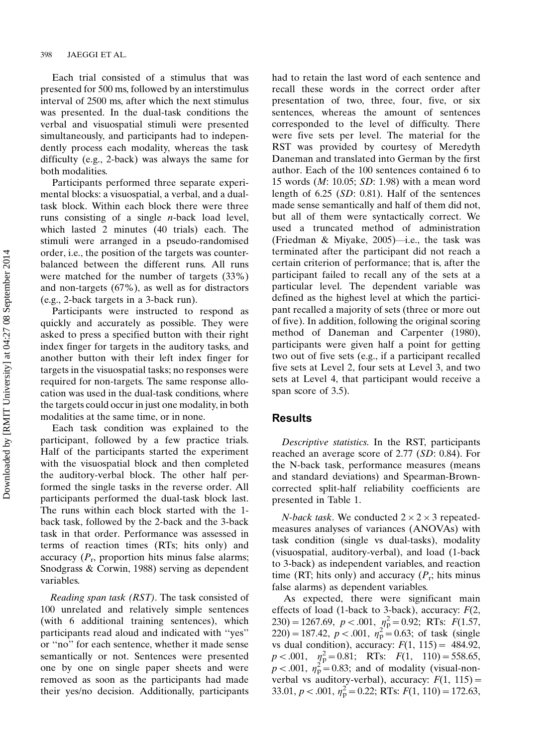Each trial consisted of a stimulus that was presented for 500 ms, followed by an interstimulus interval of 2500 ms, after which the next stimulus was presented. In the dual-task conditions the verbal and visuospatial stimuli were presented simultaneously, and participants had to independently process each modality, whereas the task difficulty (e.g., 2-back) was always the same for both modalities.

Participants performed three separate experimental blocks: a visuospatial, a verbal, and a dual-task block. Within each block there were three runs consisting of a single *n*-back load level, which lasted 2 minutes (40 trials) each. The stimuli were arranged in a pseudo-randomised order, i.e., the position of the targets was counter-balanced between the different runs. All runs were matched for the number of targets (33%) and non-targets (67%), as well as for distractors (e.g., 2-back targets in a 3-back run).

Participants were instructed to respond as quickly and accurately as possible. They were asked to press a specified button with their right index finger for targets in the auditory tasks, and another button with their left index finger for targets in the visuospatial tasks; no responses were required for non-targets. The same response allocation was used in the dual-task conditions, where the targets could occur in just one modality, in both modalities at the same time, or in none.

Each task condition was explained to the participant, followed by a few practice trials. Half of the participants started the experiment with the visuospatial block and then completed the auditory-verbal block. The other half performed the single tasks in the reverse order. All participants performed the dual-task block last. The runs within each block started with the 1-back task, followed by the 2-back and the 3-back task in that order. Performance was assessed in terms of reaction times (RTs; hits only) and accuracy ($P_r$, proportion hits minus false alarms; Snodgrass & Corwin, 1988) serving as dependent variables.

*Reading span task (RST)*. The task consisted of 100 unrelated and relatively simple sentences (with 6 additional training sentences), which participants read aloud and indicated with "yes" or "no" for each sentence, whether it made sense semantically or not. Sentences were presented one by one on single paper sheets and were removed as soon as the participants had made their yes/no decision. Additionally, participants had to retain the last word of each sentence and recall these words in the correct order after presentation of two, three, four, five, or six sentences, whereas the amount of sentences corresponded to the level of difficulty. There were five sets per level. The material for the RST was provided by courtesy of Meredyth Daneman and translated into German by the first author. Each of the 100 sentences contained 6 to 15 words (*M*: 10.05; *SD*: 1.98) with a mean word length of 6.25 (*SD*: 0.81). Half of the sentences made sense semantically and half of them did not, but all of them were syntactically correct. We used a truncated method of administration (Friedman & Miyake, 2005)—i.e., the task was terminated after the participant did not reach a certain criterion of performance; that is, after the participant failed to recall any of the sets at a particular level. The dependent variable was defined as the highest level at which the participant recalled a majority of sets (three or more out of five). In addition, following the original scoring method of Daneman and Carpenter (1980), participants were given half a point for getting two out of five sets (e.g., if a participant recalled five sets at Level 2, four sets at Level 3, and two sets at Level 4, that participant would receive a span score of 3.5).

## Results

*Descriptive statistics*. In the RST, participants reached an average score of 2.77 (*SD*: 0.84). For the N-back task, performance measures (means and standard deviations) and Spearman-Brown-corrected split-half reliability coefficients are presented in Table 1.

*N-back task*. We conducted $2 \times 2 \times 3$ repeated-measures analyses of variances (ANOVAs) with task condition (single vs dual-tasks), modality (visuospatial, auditory-verbal), and load (1-back to 3-back) as independent variables, and reaction time (RT; hits only) and accuracy ($P_r$; hits minus false alarms) as dependent variables.

As expected, there were significant main effects of load (1-back to 3-back), accuracy: $F(2, 230) = 1267.69$, $p < .001$, $\eta_p^2 = 0.92$; RTs: $F(1.57, 220) = 187.42$, $p < .001$, $\eta_p^2 = 0.63$; of task (single vs dual condition), accuracy: $F(1, 115) = 484.92$, $p < .001$, $\eta_p^2 = 0.81$; RTs: $F(1, 110) = 558.65$, $p < .001$, $\eta_p^2 = 0.83$; and of modality (visual-nonverbal vs auditory-verbal), accuracy: $F(1, 115) = 33.01$, $p < .001$, $\eta_p^2 = 0.22$; RTs: $F(1, 110) = 172.63$,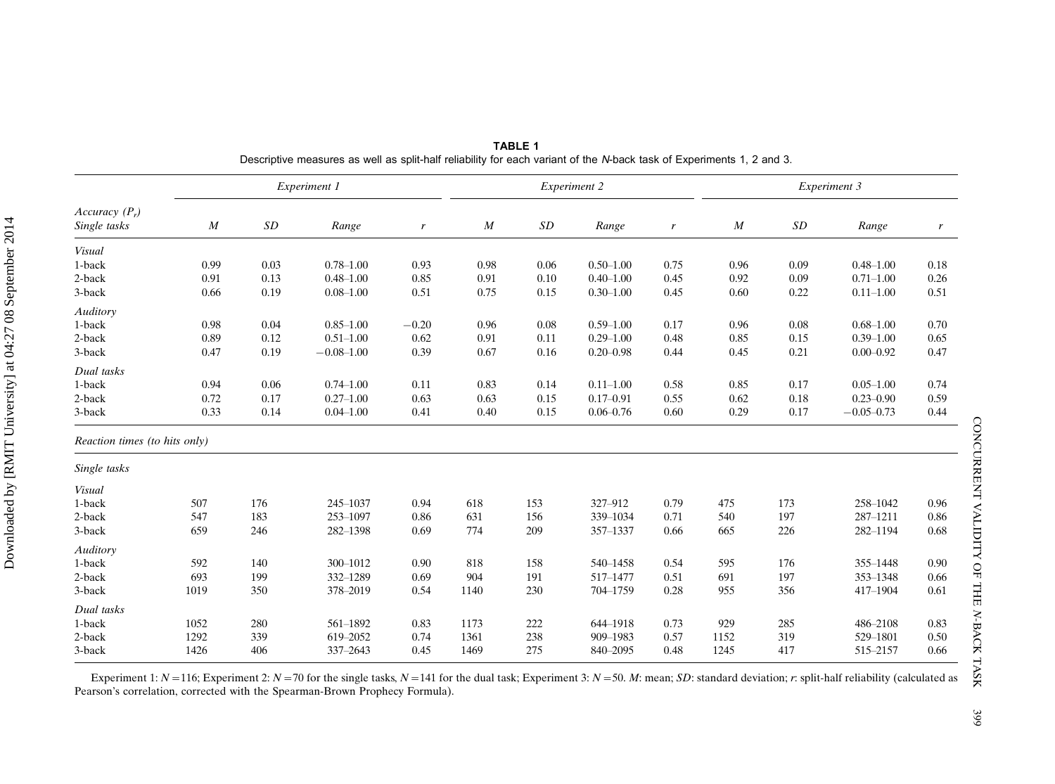**TABLE 1**

Descriptive measures as well as split-half reliability for each variant of the *N*-back task of Experiments 1, 2 and 3.

| | *Experiment 1* | | | | *Experiment 2* | | | | *Experiment 3* | | | |
|---|---|---|---|---|---|---|---|---|---|---|---|---|
| *Accuracy ($P_r$)* *Single tasks* | *M* | *SD* | *Range* | *r* | *M* | *SD* | *Range* | *r* | *M* | *SD* | *Range* | *r* |
| *Visual* | | | | | | | | | | | | |
| 1-back | 0.99 | 0.03 | 0.78–1.00 | 0.93 | 0.98 | 0.06 | 0.50–1.00 | 0.75 | 0.96 | 0.09 | 0.48–1.00 | 0.18 |
| 2-back | 0.91 | 0.13 | 0.48–1.00 | 0.85 | 0.91 | 0.10 | 0.40–1.00 | 0.45 | 0.92 | 0.09 | 0.71–1.00 | 0.26 |
| 3-back | 0.66 | 0.19 | 0.08–1.00 | 0.51 | 0.75 | 0.15 | 0.30–1.00 | 0.45 | 0.60 | 0.22 | 0.11–1.00 | 0.51 |
| *Auditory* | | | | | | | | | | | | |
| 1-back | 0.98 | 0.04 | 0.85–1.00 | −0.20 | 0.96 | 0.08 | 0.59–1.00 | 0.17 | 0.96 | 0.08 | 0.68–1.00 | 0.70 |
| 2-back | 0.89 | 0.12 | 0.51–1.00 | 0.62 | 0.91 | 0.11 | 0.29–1.00 | 0.48 | 0.85 | 0.15 | 0.39–1.00 | 0.65 |
| 3-back | 0.47 | 0.19 | −0.08–1.00 | 0.39 | 0.67 | 0.16 | 0.20–0.98 | 0.44 | 0.45 | 0.21 | 0.00–0.92 | 0.47 |
| *Dual tasks* | | | | | | | | | | | | |
| 1-back | 0.94 | 0.06 | 0.74–1.00 | 0.11 | 0.83 | 0.14 | 0.11–1.00 | 0.58 | 0.85 | 0.17 | 0.05–1.00 | 0.74 |
| 2-back | 0.72 | 0.17 | 0.27–1.00 | 0.63 | 0.63 | 0.15 | 0.17–0.91 | 0.55 | 0.62 | 0.18 | 0.23–0.90 | 0.59 |
| 3-back | 0.33 | 0.14 | 0.04–1.00 | 0.41 | 0.40 | 0.15 | 0.06–0.76 | 0.60 | 0.29 | 0.17 | −0.05–0.73 | 0.44 |
| *Reaction times (to hits only)* | | | | | | | | | | | | |
| *Single tasks* | | | | | | | | | | | | |
| *Visual* | | | | | | | | | | | | |
| 1-back | 507 | 176 | 245–1037 | 0.94 | 618 | 153 | 327–912 | 0.79 | 475 | 173 | 258–1042 | 0.96 |
| 2-back | 547 | 183 | 253–1097 | 0.86 | 631 | 156 | 339–1034 | 0.71 | 540 | 197 | 287–1211 | 0.86 |
| 3-back | 659 | 246 | 282–1398 | 0.69 | 774 | 209 | 357–1337 | 0.66 | 665 | 226 | 282–1194 | 0.68 |
| *Auditory* | | | | | | | | | | | | |
| 1-back | 592 | 140 | 300–1012 | 0.90 | 818 | 158 | 540–1458 | 0.54 | 595 | 176 | 355–1448 | 0.90 |
| 2-back | 693 | 199 | 332–1289 | 0.69 | 904 | 191 | 517–1477 | 0.51 | 691 | 197 | 353–1348 | 0.66 |
| 3-back | 1019 | 350 | 378–2019 | 0.54 | 1140 | 230 | 704–1759 | 0.28 | 955 | 356 | 417–1904 | 0.61 |
| *Dual tasks* | | | | | | | | | | | | |
| 1-back | 1052 | 280 | 561–1892 | 0.83 | 1173 | 222 | 644–1918 | 0.73 | 929 | 285 | 486–2108 | 0.83 |
| 2-back | 1292 | 339 | 619–2052 | 0.74 | 1361 | 238 | 909–1983 | 0.57 | 1152 | 319 | 529–1801 | 0.50 |
| 3-back | 1426 | 406 | 337–2643 | 0.45 | 1469 | 275 | 840–2095 | 0.48 | 1245 | 417 | 515–2157 | 0.66 |

Experiment 1: $N = 116$; Experiment 2: $N = 70$ for the single tasks, $N = 141$ for the dual task; Experiment 3: $N = 50$. *M*: mean; *SD*: standard deviation; *r*: split-half reliability (calculated as Pearson's correlation, corrected with the Spearman-Brown Prophecy Formula).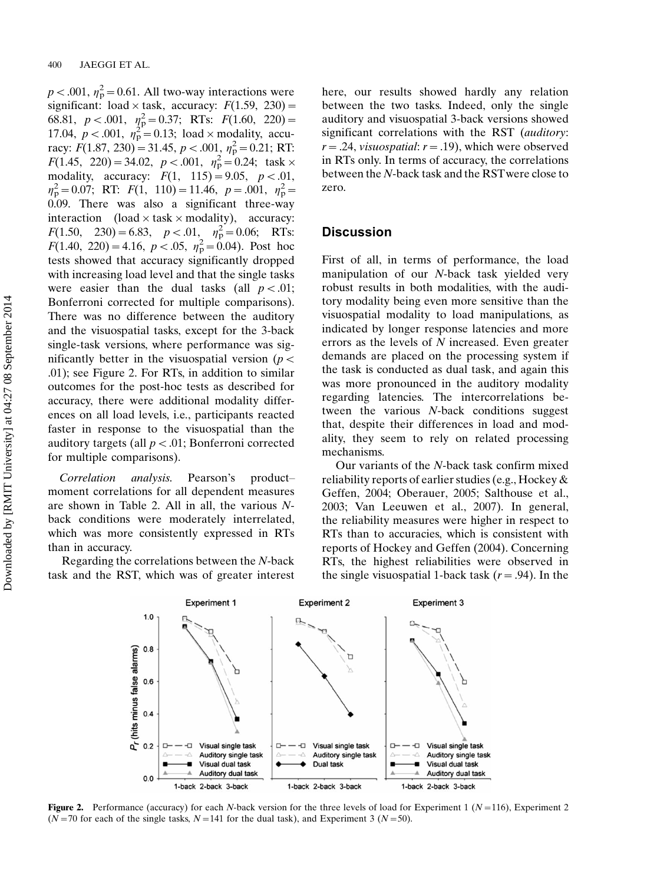$p < .001$, $\eta^2_p = 0.61$. All two-way interactions were significant: load × task, accuracy: $F(1.59, 230) = 68.81$, $p < .001$, $\eta^2_p = 0.37$; RTs: $F(1.60, 220) = 17.04$, $p < .001$, $\eta^2_p = 0.13$; load × modality, accuracy: $F(1.87, 230) = 31.45$, $p < .001$, $\eta^2_p = 0.21$; RT: $F(1.45, 220) = 34.02$, $p < .001$, $\eta^2_p = 0.24$; task × modality, accuracy: $F(1, 115) = 9.05$, $p < .01$, $\eta^2_p = 0.07$; RT: $F(1, 110) = 11.46$, $p = .001$, $\eta^2_p = 0.09$. There was also a significant three-way interaction (load × task × modality), accuracy: $F(1.50, 230) = 6.83$, $p < .01$, $\eta^2_p = 0.06$; RTs: $F(1.40, 220) = 4.16$, $p < .05$, $\eta^2_p = 0.04$). Post hoc tests showed that accuracy significantly dropped with increasing load level and that the single tasks were easier than the dual tasks (all $p < .01$; Bonferroni corrected for multiple comparisons). There was no difference between the auditory and the visuospatial tasks, except for the 3-back single-task versions, where performance was significantly better in the visuospatial version ($p < .01$); see Figure 2. For RTs, in addition to similar outcomes for the post-hoc tests as described for accuracy, there were additional modality differences on all load levels, i.e., participants reacted faster in response to the visuospatial than the auditory targets (all $p < .01$; Bonferroni corrected for multiple comparisons).

*Correlation analysis.* Pearson's product–moment correlations for all dependent measures are shown in Table 2. All in all, the various *N*-back conditions were moderately interrelated, which was more consistently expressed in RTs than in accuracy.

Regarding the correlations between the *N*-back task and the RST, which was of greater interest here, our results showed hardly any relation between the two tasks. Indeed, only the single auditory and visuospatial 3-back versions showed significant correlations with the RST (*auditory*: $r = .24$, *visuospatial*: $r = .19$), which were observed in RTs only. In terms of accuracy, the correlations between the *N*-back task and the RST were close to zero.

## Discussion

First of all, in terms of performance, the load manipulation of our *N*-back task yielded very robust results in both modalities, with the auditory modality being even more sensitive than the visuospatial modality to load manipulations, as indicated by longer response latencies and more errors as the levels of *N* increased. Even greater demands are placed on the processing system if the task is conducted as dual task, and again this was more pronounced in the auditory modality regarding latencies. The intercorrelations between the various *N*-back conditions suggest that, despite their differences in load and modality, they seem to rely on related processing mechanisms.

Our variants of the *N*-back task confirm mixed reliability reports of earlier studies (e.g., Hockey & Geffen, 2004; Oberauer, 2005; Salthouse et al., 2003; Van Leeuwen et al., 2007). In general, the reliability measures were higher in respect to RTs than to accuracies, which is consistent with reports of Hockey and Geffen (2004). Concerning RTs, the highest reliabilities were observed in the single visuospatial 1-back task ($r = .94$). In the

**Figure 2.** Performance (accuracy) for each *N*-back version for the three levels of load for Experiment 1 ($N = 116$), Experiment 2 ($N = 70$ for each of the single tasks, $N = 141$ for the dual task), and Experiment 3 ($N = 50$).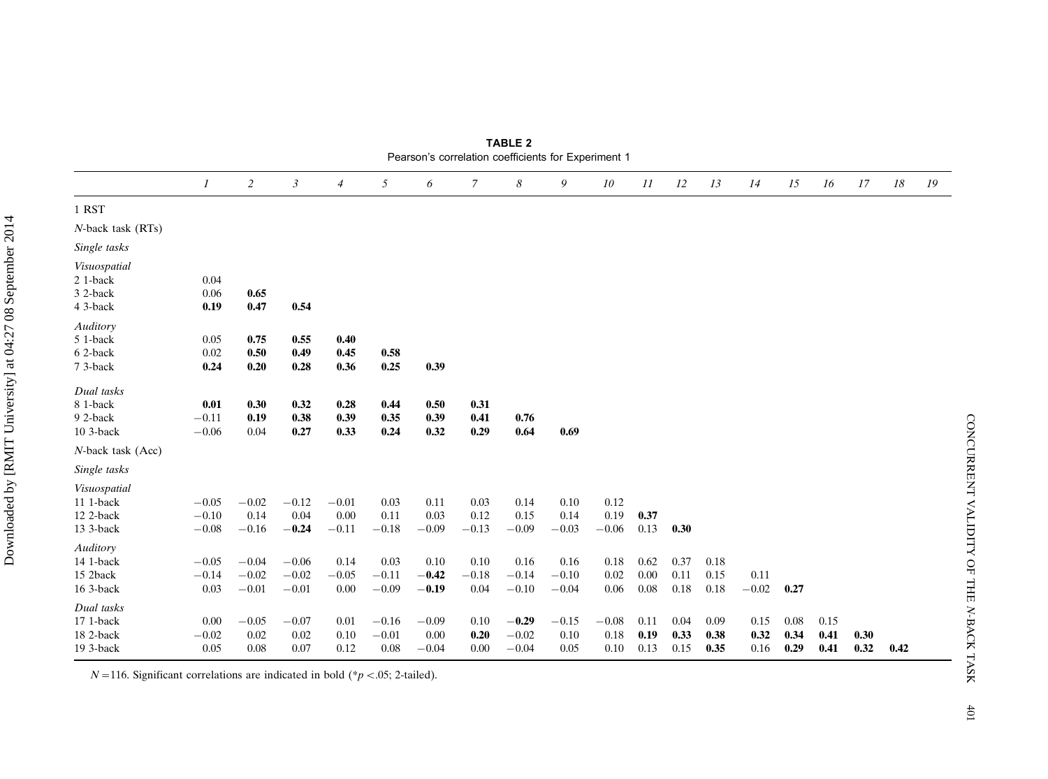**TABLE 2**
Pearson's correlation coefficients for Experiment 1

| | *1* | *2* | *3* | *4* | *5* | *6* | *7* | *8* | *9* | *10* | *11* | *12* | *13* | *14* | *15* | *16* | *17* | *18* | *19* |
|---|---|---|---|---|---|---|---|---|---|---|---|---|---|---|---|---|---|---|---|
| 1 RST | | | | | | | | | | | | | | | | | | | |
| *N*-back task (RTs) | | | | | | | | | | | | | | | | | | | |
| *Single tasks* | | | | | | | | | | | | | | | | | | | |
| *Visuospatial* | | | | | | | | | | | | | | | | | | | |
| 2 1-back | 0.04 | | | | | | | | | | | | | | | | | | |
| 3 2-back | 0.06 | **0.65** | | | | | | | | | | | | | | | | | |
| 4 3-back | **0.19** | **0.47** | **0.54** | | | | | | | | | | | | | | | | |
| *Auditory* | | | | | | | | | | | | | | | | | | | |
| 5 1-back | 0.05 | **0.75** | **0.55** | **0.40** | | | | | | | | | | | | | | | |
| 6 2-back | 0.02 | **0.50** | **0.49** | **0.45** | **0.58** | | | | | | | | | | | | | | |
| 7 3-back | **0.24** | **0.20** | **0.28** | **0.36** | **0.25** | **0.39** | | | | | | | | | | | | | |
| *Dual tasks* | | | | | | | | | | | | | | | | | | | |
| 8 1-back | **0.01** | **0.30** | **0.32** | **0.28** | **0.44** | **0.50** | **0.31** | | | | | | | | | | | | |
| 9 2-back | −0.11 | **0.19** | **0.38** | **0.39** | **0.35** | **0.39** | **0.41** | **0.76** | | | | | | | | | | | |
| 10 3-back | −0.06 | 0.04 | **0.27** | **0.33** | **0.24** | **0.32** | **0.29** | **0.64** | **0.69** | | | | | | | | | | |
| *N*-back task (Acc) | | | | | | | | | | | | | | | | | | | |
| *Single tasks* | | | | | | | | | | | | | | | | | | | |
| *Visuospatial* | | | | | | | | | | | | | | | | | | | |
| 11 1-back | −0.05 | −0.02 | −0.12 | −0.01 | 0.03 | 0.11 | 0.03 | 0.14 | 0.10 | 0.12 | | | | | | | | | |
| 12 2-back | −0.10 | 0.14 | 0.04 | 0.00 | 0.11 | 0.03 | 0.12 | 0.15 | 0.14 | 0.19 | **0.37** | | | | | | | | |
| 13 3-back | −0.08 | −0.16 | **−0.24** | −0.11 | −0.18 | −0.09 | −0.13 | −0.09 | −0.03 | −0.06 | 0.13 | **0.30** | | | | | | | |
| *Auditory* | | | | | | | | | | | | | | | | | | | |
| 14 1-back | −0.05 | −0.04 | −0.06 | 0.14 | 0.03 | 0.10 | 0.10 | 0.16 | 0.16 | 0.18 | 0.62 | 0.37 | 0.18 | | | | | | |
| 15 2back | −0.14 | −0.02 | −0.02 | −0.05 | −0.11 | **−0.42** | −0.18 | −0.14 | −0.10 | 0.02 | 0.00 | 0.11 | 0.15 | 0.11 | | | | | |
| 16 3-back | 0.03 | −0.01 | −0.01 | 0.00 | −0.09 | **−0.19** | 0.04 | −0.10 | −0.04 | 0.06 | 0.08 | 0.18 | 0.18 | −0.02 | **0.27** | | | | |
| *Dual tasks* | | | | | | | | | | | | | | | | | | | |
| 17 1-back | 0.00 | −0.05 | −0.07 | 0.01 | −0.16 | −0.09 | 0.10 | **−0.29** | −0.15 | −0.08 | 0.11 | 0.04 | 0.09 | 0.15 | 0.08 | 0.15 | | | |
| 18 2-back | −0.02 | 0.02 | 0.02 | 0.10 | −0.01 | 0.00 | **0.20** | −0.02 | 0.10 | 0.18 | **0.19** | **0.33** | **0.38** | **0.32** | **0.34** | **0.41** | **0.30** | | |
| 19 3-back | 0.05 | 0.08 | 0.07 | 0.12 | 0.08 | −0.04 | 0.00 | −0.04 | 0.05 | 0.10 | 0.13 | 0.15 | **0.35** | 0.16 | **0.29** | **0.41** | **0.32** | **0.42** | |

$N = 116$. Significant correlations are indicated in bold ($*p < .05$; 2-tailed).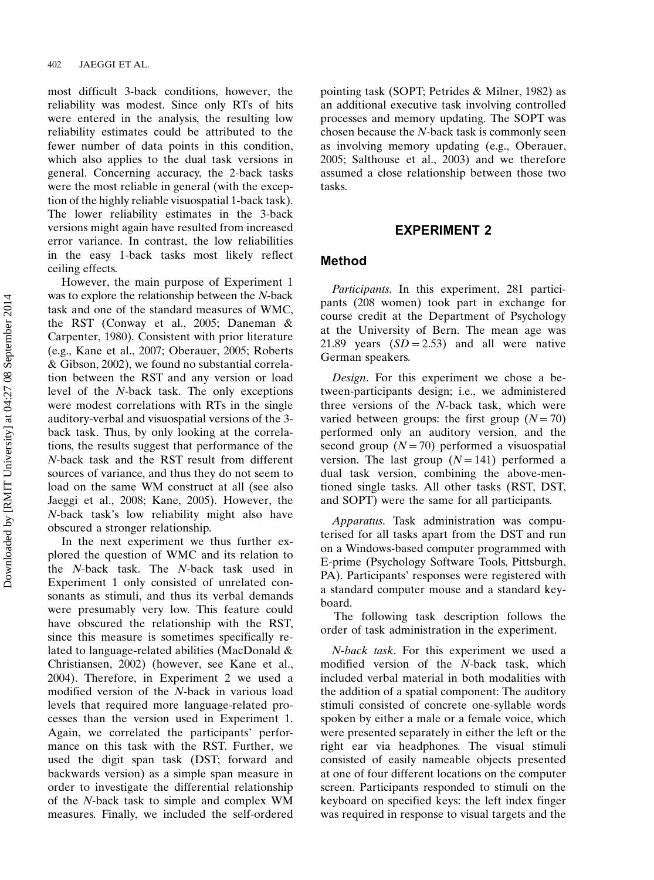most difficult 3-back conditions, however, the reliability was modest. Since only RTs of hits were entered in the analysis, the resulting low reliability estimates could be attributed to the fewer number of data points in this condition, which also applies to the dual task versions in general. Concerning accuracy, the 2-back tasks were the most reliable in general (with the exception of the highly reliable visuospatial 1-back task). The lower reliability estimates in the 3-back versions might again have resulted from increased error variance. In contrast, the low reliabilities in the easy 1-back tasks most likely reflect ceiling effects.

However, the main purpose of Experiment 1 was to explore the relationship between the *N*-back task and one of the standard measures of WMC, the RST (Conway et al., 2005; Daneman & Carpenter, 1980). Consistent with prior literature (e.g., Kane et al., 2007; Oberauer, 2005; Roberts & Gibson, 2002), we found no substantial correlation between the RST and any version or load level of the *N*-back task. The only exceptions were modest correlations with RTs in the single auditory-verbal and visuospatial versions of the 3-back task. Thus, by only looking at the correlations, the results suggest that performance of the *N*-back task and the RST result from different sources of variance, and thus they do not seem to load on the same WM construct at all (see also Jaeggi et al., 2008; Kane, 2005). However, the *N*-back task's low reliability might also have obscured a stronger relationship.

In the next experiment we thus further explored the question of WMC and its relation to the *N*-back task. The *N*-back task used in Experiment 1 only consisted of unrelated consonants as stimuli, and thus its verbal demands were presumably very low. This feature could have obscured the relationship with the RST, since this measure is sometimes specifically related to language-related abilities (MacDonald & Christiansen, 2002) (however, see Kane et al., 2004). Therefore, in Experiment 2 we used a modified version of the *N*-back in various load levels that required more language-related processes than the version used in Experiment 1. Again, we correlated the participants' performance on this task with the RST. Further, we used the digit span task (DST; forward and backwards version) as a simple span measure in order to investigate the differential relationship of the *N*-back task to simple and complex WM measures. Finally, we included the self-ordered pointing task (SOPT; Petrides & Milner, 1982) as an additional executive task involving controlled processes and memory updating. The SOPT was chosen because the *N*-back task is commonly seen as involving memory updating (e.g., Oberauer, 2005; Salthouse et al., 2003) and we therefore assumed a close relationship between those two tasks.

## EXPERIMENT 2

### Method

*Participants.* In this experiment, 281 participants (208 women) took part in exchange for course credit at the Department of Psychology at the University of Bern. The mean age was 21.89 years ($SD = 2.53$) and all were native German speakers.

*Design*. For this experiment we chose a between-participants design; i.e., we administered three versions of the *N*-back task, which were varied between groups: the first group ($N = 70$) performed only an auditory version, and the second group ($N = 70$) performed a visuospatial version. The last group ($N = 141$) performed a dual task version, combining the above-mentioned single tasks. All other tasks (RST, DST, and SOPT) were the same for all participants.

*Apparatus.* Task administration was computerised for all tasks apart from the DST and run on a Windows-based computer programmed with E-prime (Psychology Software Tools, Pittsburgh, PA). Participants' responses were registered with a standard computer mouse and a standard keyboard.

The following task description follows the order of task administration in the experiment.

*N-back task*. For this experiment we used a modified version of the *N*-back task, which included verbal material in both modalities with the addition of a spatial component: The auditory stimuli consisted of concrete one-syllable words spoken by either a male or a female voice, which were presented separately in either the left or the right ear via headphones. The visual stimuli consisted of easily nameable objects presented at one of four different locations on the computer screen. Participants responded to stimuli on the keyboard on specified keys: the left index finger was required in response to visual targets and the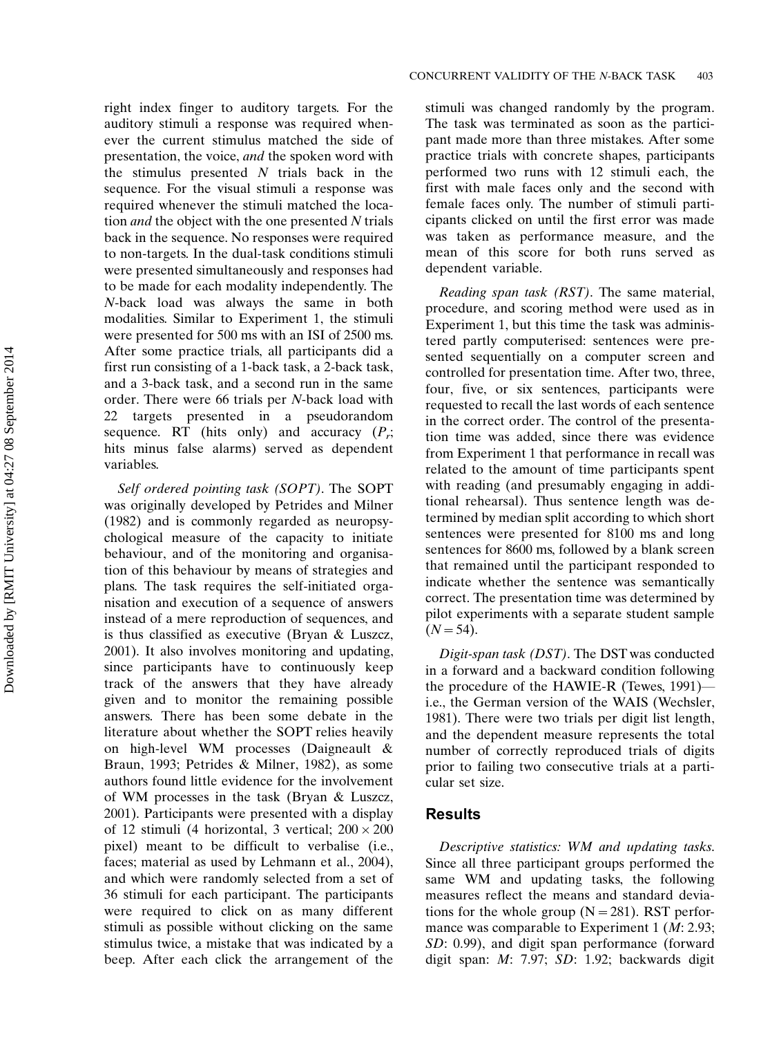right index finger to auditory targets. For the auditory stimuli a response was required whenever the current stimulus matched the side of presentation, the voice, *and* the spoken word with the stimulus presented *N* trials back in the sequence. For the visual stimuli a response was required whenever the stimuli matched the location *and* the object with the one presented *N* trials back in the sequence. No responses were required to non-targets. In the dual-task conditions stimuli were presented simultaneously and responses had to be made for each modality independently. The *N*-back load was always the same in both modalities. Similar to Experiment 1, the stimuli were presented for 500 ms with an ISI of 2500 ms. After some practice trials, all participants did a first run consisting of a 1-back task, a 2-back task, and a 3-back task, and a second run in the same order. There were 66 trials per *N*-back load with 22 targets presented in a pseudorandom sequence. RT (hits only) and accuracy ($P_r$; hits minus false alarms) served as dependent variables.

*Self ordered pointing task (SOPT)*. The SOPT was originally developed by Petrides and Milner (1982) and is commonly regarded as neuropsychological measure of the capacity to initiate behaviour, and of the monitoring and organisation of this behaviour by means of strategies and plans. The task requires the self-initiated organisation and execution of a sequence of answers instead of a mere reproduction of sequences, and is thus classified as executive (Bryan & Luszcz, 2001). It also involves monitoring and updating, since participants have to continuously keep track of the answers that they have already given and to monitor the remaining possible answers. There has been some debate in the literature about whether the SOPT relies heavily on high-level WM processes (Daigneault & Braun, 1993; Petrides & Milner, 1982), as some authors found little evidence for the involvement of WM processes in the task (Bryan & Luszcz, 2001). Participants were presented with a display of 12 stimuli (4 horizontal, 3 vertical; $200 \times 200$ pixel) meant to be difficult to verbalise (i.e., faces; material as used by Lehmann et al., 2004), and which were randomly selected from a set of 36 stimuli for each participant. The participants were required to click on as many different stimuli as possible without clicking on the same stimulus twice, a mistake that was indicated by a beep. After each click the arrangement of the stimuli was changed randomly by the program. The task was terminated as soon as the participant made more than three mistakes. After some practice trials with concrete shapes, participants performed two runs with 12 stimuli each, the first with male faces only and the second with female faces only. The number of stimuli participants clicked on until the first error was made was taken as performance measure, and the mean of this score for both runs served as dependent variable.

*Reading span task (RST)*. The same material, procedure, and scoring method were used as in Experiment 1, but this time the task was administered partly computerised: sentences were presented sequentially on a computer screen and controlled for presentation time. After two, three, four, five, or six sentences, participants were requested to recall the last words of each sentence in the correct order. The control of the presentation time was added, since there was evidence from Experiment 1 that performance in recall was related to the amount of time participants spent with reading (and presumably engaging in additional rehearsal). Thus sentence length was determined by median split according to which short sentences were presented for 8100 ms and long sentences for 8600 ms, followed by a blank screen that remained until the participant responded to indicate whether the sentence was semantically correct. The presentation time was determined by pilot experiments with a separate student sample ($N = 54$).

*Digit-span task (DST)*. The DST was conducted in a forward and a backward condition following the procedure of the HAWIE-R (Tewes, 1991)—i.e., the German version of the WAIS (Wechsler, 1981). There were two trials per digit list length, and the dependent measure represents the total number of correctly reproduced trials of digits prior to failing two consecutive trials at a particular set size.

## Results

*Descriptive statistics: WM and updating tasks*. Since all three participant groups performed the same WM and updating tasks, the following measures reflect the means and standard deviations for the whole group ($N = 281$). RST performance was comparable to Experiment 1 (*M*: 2.93; *SD*: 0.99), and digit span performance (forward digit span: *M*: 7.97; *SD*: 1.92; backwards digit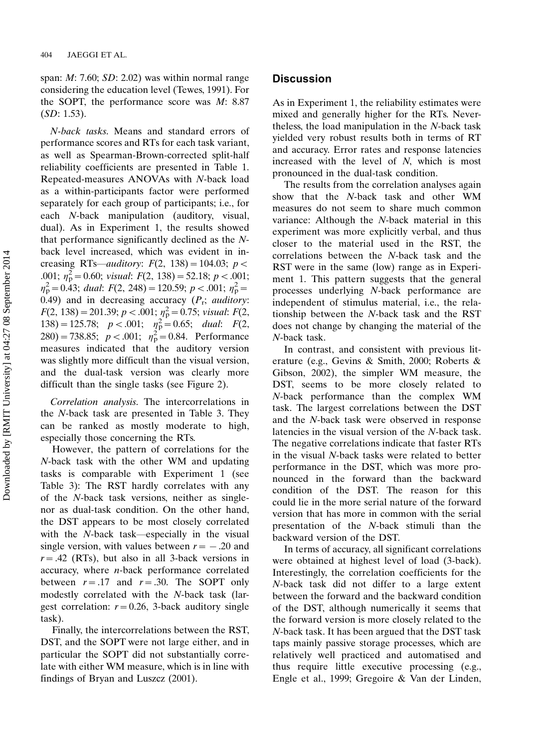span: *M*: 7.60; *SD*: 2.02) was within normal range considering the education level (Tewes, 1991). For the SOPT, the performance score was *M*: 8.87 (*SD*: 1.53).

*N-back tasks*. Means and standard errors of performance scores and RTs for each task variant, as well as Spearman-Brown-corrected split-half reliability coefficients are presented in Table 1. Repeated-measures ANOVAs with *N*-back load as a within-participants factor were performed separately for each group of participants; i.e., for each *N*-back manipulation (auditory, visual, dual). As in Experiment 1, the results showed that performance significantly declined as the *N*-back level increased, which was evident in increasing RTs—*auditory*: $F(2, 138) = 104.03$; $p < .001$; $\eta_p^2 = 0.60$; *visual*: $F(2, 138) = 52.18$; $p < .001$; $\eta_p^2 = 0.43$; *dual*: $F(2, 248) = 120.59$; $p < .001$; $\eta_p^2 = 0.49$) and in decreasing accuracy ($P_r$; *auditory*: $F(2, 138) = 201.39$; $p < .001$; $\eta_p^2 = 0.75$; *visual*: $F(2, 138) = 125.78$; $p < .001$; $\eta_p^2 = 0.65$; *dual*: $F(2, 280) = 738.85$; $p < .001$; $\eta_p^2 = 0.84$. Performance measures indicated that the auditory version was slightly more difficult than the visual version, and the dual-task version was clearly more difficult than the single tasks (see Figure 2).

*Correlation analysis*. The intercorrelations in the *N*-back task are presented in Table 3. They can be ranked as mostly moderate to high, especially those concerning the RTs.

However, the pattern of correlations for the *N*-back task with the other WM and updating tasks is comparable with Experiment 1 (see Table 3): The RST hardly correlates with any of the *N*-back task versions, neither as single- nor as dual-task condition. On the other hand, the DST appears to be most closely correlated with the *N*-back task—especially in the visual single version, with values between $r = -.20$ and $r = .42$ (RTs), but also in all 3-back versions in accuracy, where *n*-back performance correlated between $r = .17$ and $r = .30$. The SOPT only modestly correlated with the *N*-back task (largest correlation: $r = 0.26$, 3-back auditory single task).

Finally, the intercorrelations between the RST, DST, and the SOPT were not large either, and in particular the SOPT did not substantially correlate with either WM measure, which is in line with findings of Bryan and Luszcz (2001).

## Discussion

As in Experiment 1, the reliability estimates were mixed and generally higher for the RTs. Nevertheless, the load manipulation in the *N*-back task yielded very robust results both in terms of RT and accuracy. Error rates and response latencies increased with the level of *N*, which is most pronounced in the dual-task condition.

The results from the correlation analyses again show that the *N*-back task and other WM measures do not seem to share much common variance: Although the *N*-back material in this experiment was more explicitly verbal, and thus closer to the material used in the RST, the correlations between the *N*-back task and the RST were in the same (low) range as in Experiment 1. This pattern suggests that the general processes underlying *N*-back performance are independent of stimulus material, i.e., the relationship between the *N*-back task and the RST does not change by changing the material of the *N*-back task.

In contrast, and consistent with previous literature (e.g., Gevins & Smith, 2000; Roberts & Gibson, 2002), the simpler WM measure, the DST, seems to be more closely related to *N*-back performance than the complex WM task. The largest correlations between the DST and the *N*-back task were observed in response latencies in the visual version of the *N*-back task. The negative correlations indicate that faster RTs in the visual *N*-back tasks were related to better performance in the DST, which was more pronounced in the forward than the backward condition of the DST. The reason for this could lie in the more serial nature of the forward version that has more in common with the serial presentation of the *N*-back stimuli than the backward version of the DST.

In terms of accuracy, all significant correlations were obtained at highest level of load (3-back). Interestingly, the correlation coefficients for the *N*-back task did not differ to a large extent between the forward and the backward condition of the DST, although numerically it seems that the forward version is more closely related to the *N*-back task. It has been argued that the DST task taps mainly passive storage processes, which are relatively well practiced and automatised and thus require little executive processing (e.g., Engle et al., 1999; Gregoire & Van der Linden,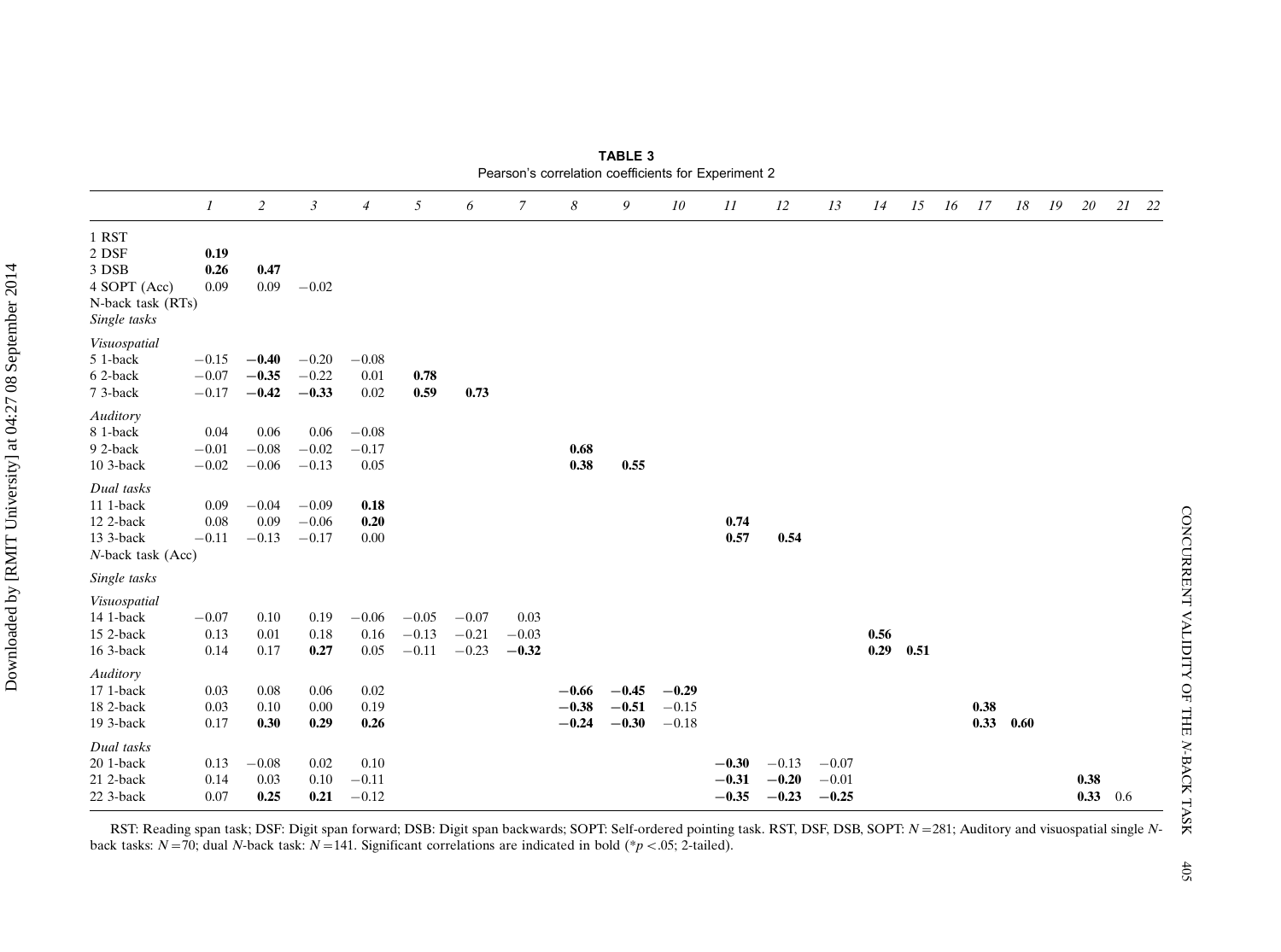**TABLE 3**
Pearson's correlation coefficients for Experiment 2

| | *1* | *2* | *3* | *4* | *5* | *6* | *7* | *8* | *9* | *10* | *11* | *12* | *13* | *14* | *15* | *16* | *17* | *18* | *19* | *20* | *21* | *22* |
|---|---|---|---|---|---|---|---|---|---|---|---|---|---|---|---|---|---|---|---|---|---|---|
| 1 RST | | | | | | | | | | | | | | | | | | | | | | |
| 2 DSF | **0.19** | | | | | | | | | | | | | | | | | | | | | |
| 3 DSB | **0.26** | **0.47** | | | | | | | | | | | | | | | | | | | | |
| 4 SOPT (Acc) | 0.09 | 0.09 | −0.02 | | | | | | | | | | | | | | | | | | | |
| N-back task (RTs) | | | | | | | | | | | | | | | | | | | | | | |
| *Single tasks* | | | | | | | | | | | | | | | | | | | | | | |
| *Visuospatial* | | | | | | | | | | | | | | | | | | | | | | |
| 5 1-back | −0.15 | **−0.40** | −0.20 | −0.08 | | | | | | | | | | | | | | | | | | |
| 6 2-back | −0.07 | **−0.35** | −0.22 | 0.01 | **0.78** | | | | | | | | | | | | | | | | | |
| 7 3-back | −0.17 | **−0.42** | **−0.33** | 0.02 | **0.59** | **0.73** | | | | | | | | | | | | | | | | |
| *Auditory* | | | | | | | | | | | | | | | | | | | | | | |
| 8 1-back | 0.04 | 0.06 | 0.06 | −0.08 | | | | | | | | | | | | | | | | | | |
| 9 2-back | −0.01 | −0.08 | −0.02 | −0.17 | | | | **0.68** | | | | | | | | | | | | | | |
| 10 3-back | −0.02 | −0.06 | −0.13 | 0.05 | | | | **0.38** | **0.55** | | | | | | | | | | | | | |
| *Dual tasks* | | | | | | | | | | | | | | | | | | | | | | |
| 11 1-back | 0.09 | −0.04 | −0.09 | **0.18** | | | | | | | | | | | | | | | | | | |
| 12 2-back | 0.08 | 0.09 | −0.06 | **0.20** | | | | | | | **0.74** | | | | | | | | | | | |
| 13 3-back | −0.11 | −0.13 | −0.17 | 0.00 | | | | | | | **0.57** | **0.54** | | | | | | | | | | |
| *N*-back task (Acc) | | | | | | | | | | | | | | | | | | | | | | |
| *Single tasks* | | | | | | | | | | | | | | | | | | | | | | |
| *Visuospatial* | | | | | | | | | | | | | | | | | | | | | | |
| 14 1-back | −0.07 | 0.10 | 0.19 | −0.06 | −0.05 | −0.07 | 0.03 | | | | | | | | | | | | | | | |
| 15 2-back | 0.13 | 0.01 | 0.18 | 0.16 | −0.13 | −0.21 | −0.03 | | | | | | | **0.56** | | | | | | | | |
| 16 3-back | 0.14 | 0.17 | **0.27** | 0.05 | −0.11 | −0.23 | **−0.32** | | | | | | | **0.29** | **0.51** | | | | | | | |
| *Auditory* | | | | | | | | | | | | | | | | | | | | | | |
| 17 1-back | 0.03 | 0.08 | 0.06 | 0.02 | | | | **−0.66** | **−0.45** | **−0.29** | | | | | | | | | | | | |
| 18 2-back | 0.03 | 0.10 | 0.00 | 0.19 | | | | **−0.38** | **−0.51** | −0.15 | | | | | | | **0.38** | | | | | |
| 19 3-back | 0.17 | **0.30** | **0.29** | **0.26** | | | | **−0.24** | **−0.30** | −0.18 | | | | | | | **0.33** | **0.60** | | | | |
| *Dual tasks* | | | | | | | | | | | | | | | | | | | | | | |
| 20 1-back | 0.13 | −0.08 | 0.02 | 0.10 | | | | | | | **−0.30** | −0.13 | −0.07 | | | | | | | | | |
| 21 2-back | 0.14 | 0.03 | 0.10 | −0.11 | | | | | | | **−0.31** | **−0.20** | −0.01 | | | | | | | **0.38** | | |
| 22 3-back | 0.07 | **0.25** | **0.21** | −0.12 | | | | | | | **−0.35** | **−0.23** | **−0.25** | | | | | | | **0.33** | 0.6 | |

RST: Reading span task; DSF: Digit span forward; DSB: Digit span backwards; SOPT: Self-ordered pointing task. RST, DSF, DSB, SOPT: $N = 281$; Auditory and visuospatial single *N*-back tasks: $N = 70$; dual *N*-back task: $N = 141$. Significant correlations are indicated in bold (* $p < .05$; 2-tailed).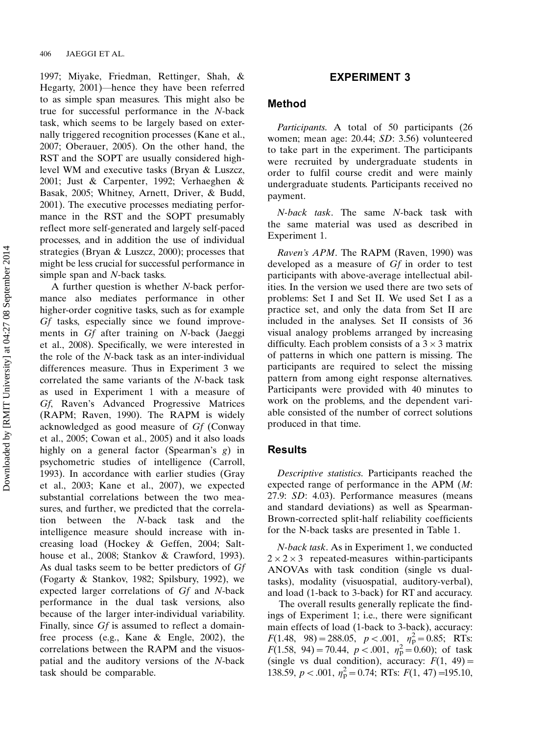1997; Miyake, Friedman, Rettinger, Shah, & Hegarty, 2001)—hence they have been referred to as simple span measures. This might also be true for successful performance in the *N*-back task, which seems to be largely based on externally triggered recognition processes (Kane et al., 2007; Oberauer, 2005). On the other hand, the RST and the SOPT are usually considered high-level WM and executive tasks (Bryan & Luszcz, 2001; Just & Carpenter, 1992; Verhaeghen & Basak, 2005; Whitney, Arnett, Driver, & Budd, 2001). The executive processes mediating performance in the RST and the SOPT presumably reflect more self-generated and largely self-paced processes, and in addition the use of individual strategies (Bryan & Luszcz, 2000); processes that might be less crucial for successful performance in simple span and *N*-back tasks.

A further question is whether *N*-back performance also mediates performance in other higher-order cognitive tasks, such as for example *Gf* tasks, especially since we found improvements in *Gf* after training on *N*-back (Jaeggi et al., 2008). Specifically, we were interested in the role of the *N*-back task as an inter-individual differences measure. Thus in Experiment 3 we correlated the same variants of the *N*-back task as used in Experiment 1 with a measure of *Gf*, Raven's Advanced Progressive Matrices (RAPM; Raven, 1990). The RAPM is widely acknowledged as good measure of *Gf* (Conway et al., 2005; Cowan et al., 2005) and it also loads highly on a general factor (Spearman's *g*) in psychometric studies of intelligence (Carroll, 1993). In accordance with earlier studies (Gray et al., 2003; Kane et al., 2007), we expected substantial correlations between the two measures, and further, we predicted that the correlation between the *N*-back task and the intelligence measure should increase with increasing load (Hockey & Geffen, 2004; Salthouse et al., 2008; Stankov & Crawford, 1993). As dual tasks seem to be better predictors of *Gf* (Fogarty & Stankov, 1982; Spilsbury, 1992), we expected larger correlations of *Gf* and *N*-back performance in the dual task versions, also because of the larger inter-individual variability. Finally, since *Gf* is assumed to reflect a domain-free process (e.g., Kane & Engle, 2002), the correlations between the RAPM and the visuospatial and the auditory-verbal versions of the *N*-back task should be comparable.

# EXPERIMENT 3

## Method

*Participants.* A total of 50 participants (26 women; mean age: 20.44; *SD*: 3.56) volunteered to take part in the experiment. The participants were recruited by undergraduate students in order to fulfil course credit and were mainly undergraduate students. Participants received no payment.

*N-back task.* The same *N*-back task with the same material was used as described in Experiment 1.

*Raven's APM.* The RAPM (Raven, 1990) was developed as a measure of *Gf* in order to test participants with above-average intellectual abilities. In the version we used there are two sets of problems: Set I and Set II. We used Set I as a practice set, and only the data from Set II are included in the analyses. Set II consists of 36 visual analogy problems arranged by increasing difficulty. Each problem consists of a $3 \times 3$ matrix of patterns in which one pattern is missing. The participants are required to select the missing pattern from among eight response alternatives. Participants were provided with 40 minutes to work on the problems, and the dependent variable consisted of the number of correct solutions produced in that time.

## Results

*Descriptive statistics.* Participants reached the expected range of performance in the APM (*M*: 27.9: *SD*: 4.03). Performance measures (means and standard deviations) as well as Spearman-Brown-corrected split-half reliability coefficients for the N-back tasks are presented in Table 1.

*N-back task.* As in Experiment 1, we conducted $2 \times 2 \times 3$ repeated-measures within-participants ANOVAs with task condition (single vs dual-tasks), modality (visuospatial, auditory-verbal), and load (1-back to 3-back) for RT and accuracy.

The overall results generally replicate the findings of Experiment 1; i.e., there were significant main effects of load (1-back to 3-back), accuracy: $F(1.48,\ 98) = 288.05$, $p < .001$, $\eta_p^2 = 0.85$; RTs: $F(1.58,\ 94) = 70.44$, $p < .001$, $\eta_p^2 = 0.60$); of task (single vs dual condition), accuracy: $F(1,\ 49) = 138.59$, $p < .001$, $\eta_p^2 = 0.74$; RTs: $F(1,\ 47) = 195.10$,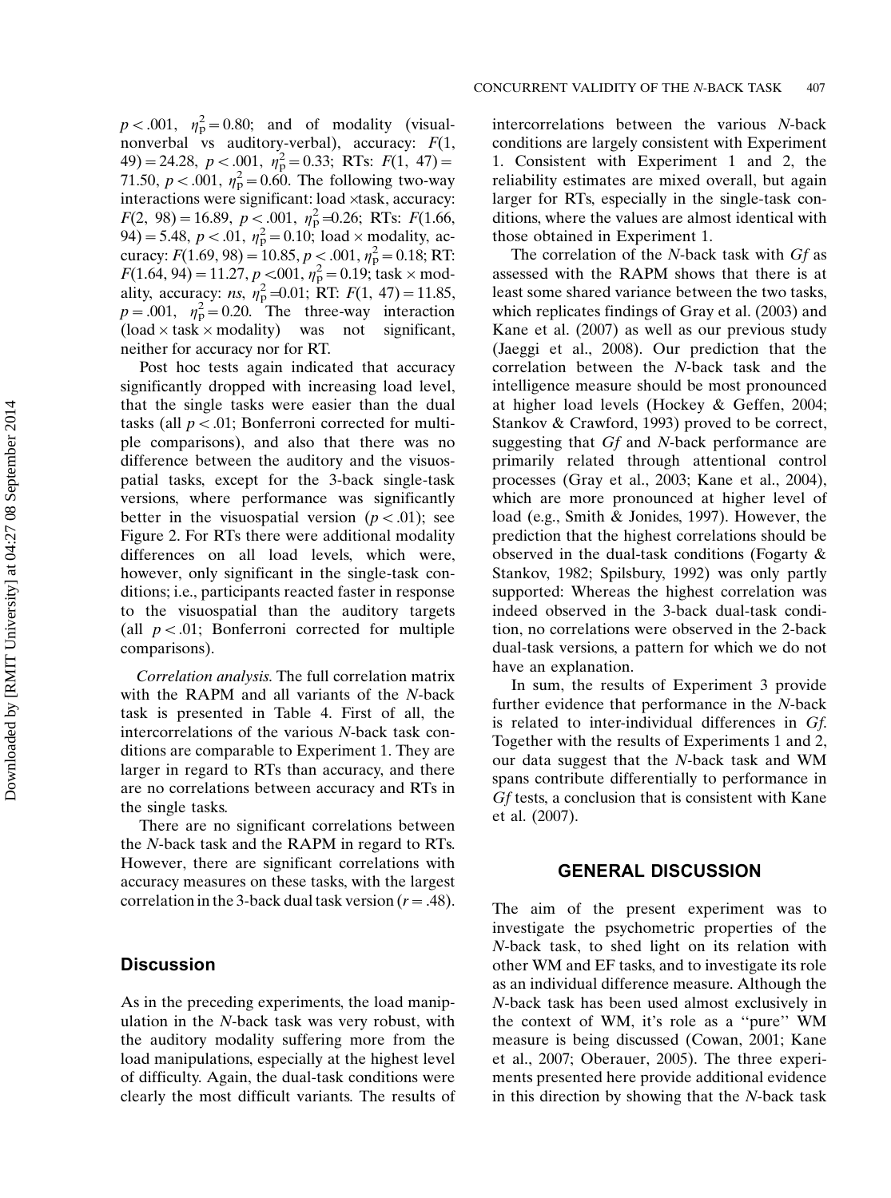$p < .001$, $\eta_p^2 = 0.80$; and of modality (visual-nonverbal vs auditory-verbal), accuracy: $F(1, 49) = 24.28$, $p < .001$, $\eta_p^2 = 0.33$; RTs: $F(1, 47) = 71.50$, $p < .001$, $\eta_p^2 = 0.60$. The following two-way interactions were significant: load ×task, accuracy: $F(2, 98) = 16.89$, $p < .001$, $\eta_p^2 = 0.26$; RTs: $F(1.66, 94) = 5.48$, $p < .01$, $\eta_p^2 = 0.10$; load × modality, accuracy: $F(1.69, 98) = 10.85$, $p < .001$, $\eta_p^2 = 0.18$; RT: $F(1.64, 94) = 11.27$, $p < .001$, $\eta_p^2 = 0.19$; task × modality, accuracy: *ns*, $\eta_p^2 = 0.01$; RT: $F(1, 47) = 11.85$, $p = .001$, $\eta_p^2 = 0.20$. The three-way interaction (load × task × modality) was not significant, neither for accuracy nor for RT.

Post hoc tests again indicated that accuracy significantly dropped with increasing load level, that the single tasks were easier than the dual tasks (all $p < .01$; Bonferroni corrected for multiple comparisons), and also that there was no difference between the auditory and the visuospatial tasks, except for the 3-back single-task versions, where performance was significantly better in the visuospatial version ($p < .01$); see Figure 2. For RTs there were additional modality differences on all load levels, which were, however, only significant in the single-task conditions; i.e., participants reacted faster in response to the visuospatial than the auditory targets (all $p < .01$; Bonferroni corrected for multiple comparisons).

*Correlation analysis.* The full correlation matrix with the RAPM and all variants of the *N*-back task is presented in Table 4. First of all, the intercorrelations of the various *N*-back task conditions are comparable to Experiment 1. They are larger in regard to RTs than accuracy, and there are no correlations between accuracy and RTs in the single tasks.

There are no significant correlations between the *N*-back task and the RAPM in regard to RTs. However, there are significant correlations with accuracy measures on these tasks, with the largest correlation in the 3-back dual task version ($r = .48$).

## Discussion

As in the preceding experiments, the load manipulation in the *N*-back task was very robust, with the auditory modality suffering more from the load manipulations, especially at the highest level of difficulty. Again, the dual-task conditions were clearly the most difficult variants. The results of intercorrelations between the various *N*-back conditions are largely consistent with Experiment 1. Consistent with Experiment 1 and 2, the reliability estimates are mixed overall, but again larger for RTs, especially in the single-task conditions, where the values are almost identical with those obtained in Experiment 1.

The correlation of the *N*-back task with *Gf* as assessed with the RAPM shows that there is at least some shared variance between the two tasks, which replicates findings of Gray et al. (2003) and Kane et al. (2007) as well as our previous study (Jaeggi et al., 2008). Our prediction that the correlation between the *N*-back task and the intelligence measure should be most pronounced at higher load levels (Hockey & Geffen, 2004; Stankov & Crawford, 1993) proved to be correct, suggesting that *Gf* and *N*-back performance are primarily related through attentional control processes (Gray et al., 2003; Kane et al., 2004), which are more pronounced at higher level of load (e.g., Smith & Jonides, 1997). However, the prediction that the highest correlations should be observed in the dual-task conditions (Fogarty & Stankov, 1982; Spilsbury, 1992) was only partly supported: Whereas the highest correlation was indeed observed in the 3-back dual-task condition, no correlations were observed in the 2-back dual-task versions, a pattern for which we do not have an explanation.

In sum, the results of Experiment 3 provide further evidence that performance in the *N*-back is related to inter-individual differences in *Gf*. Together with the results of Experiments 1 and 2, our data suggest that the *N*-back task and WM spans contribute differentially to performance in *Gf* tests, a conclusion that is consistent with Kane et al. (2007).

# GENERAL DISCUSSION

The aim of the present experiment was to investigate the psychometric properties of the *N*-back task, to shed light on its relation with other WM and EF tasks, and to investigate its role as an individual difference measure. Although the *N*-back task has been used almost exclusively in the context of WM, it's role as a ''pure'' WM measure is being discussed (Cowan, 2001; Kane et al., 2007; Oberauer, 2005). The three experiments presented here provide additional evidence in this direction by showing that the *N*-back task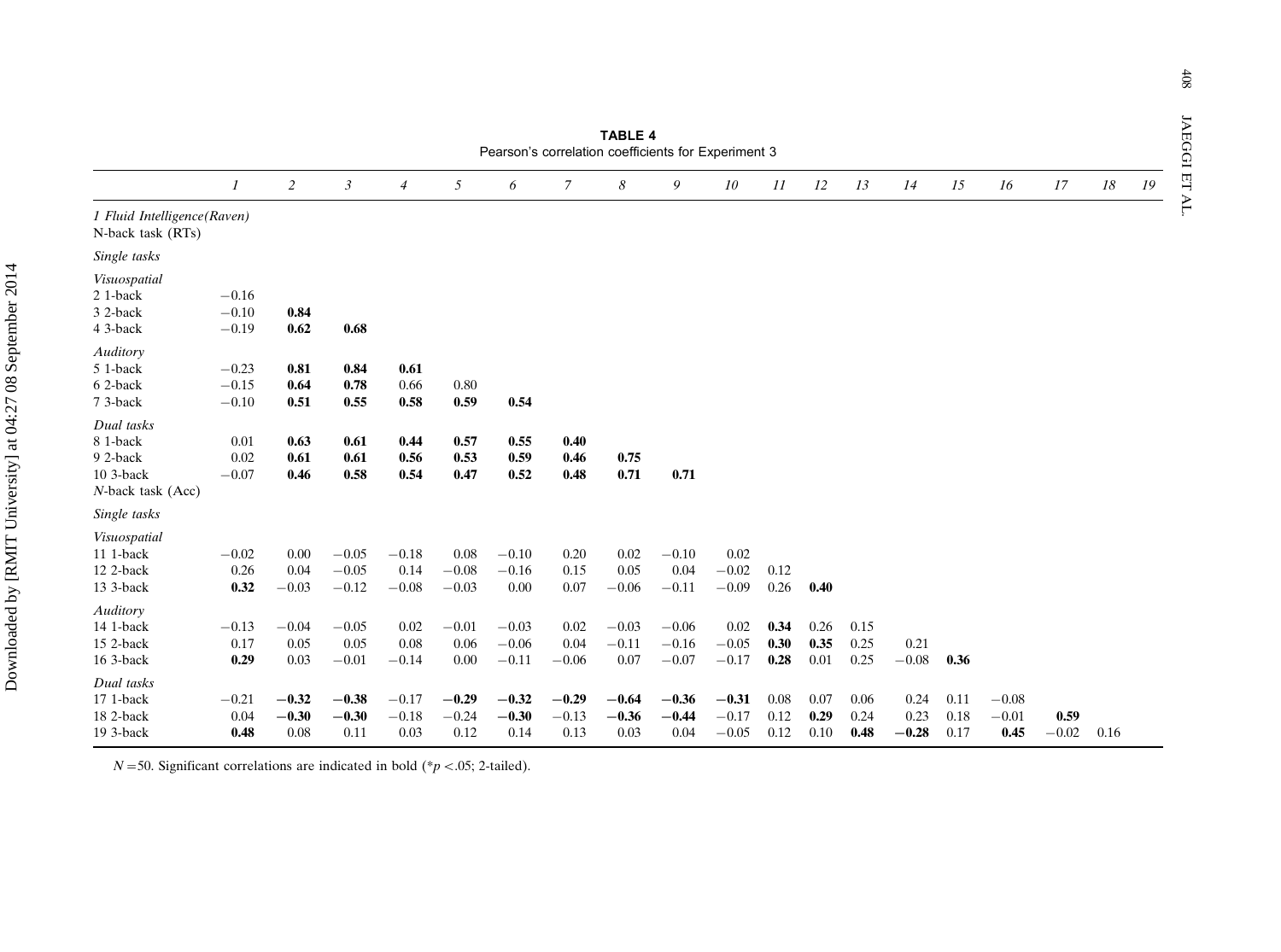**TABLE 4**
Pearson's correlation coefficients for Experiment 3

| | *1* | *2* | *3* | *4* | *5* | *6* | *7* | *8* | *9* | *10* | *11* | *12* | *13* | *14* | *15* | *16* | *17* | *18* | *19* |
|---|---|---|---|---|---|---|---|---|---|---|---|---|---|---|---|---|---|---|---|
| *1 Fluid Intelligence(Raven)* | | | | | | | | | | | | | | | | | | | |
| N-back task (RTs) | | | | | | | | | | | | | | | | | | | |
| *Single tasks* | | | | | | | | | | | | | | | | | | | |
| *Visuospatial* | | | | | | | | | | | | | | | | | | | |
| 2 1-back | −0.16 | | | | | | | | | | | | | | | | | | |
| 3 2-back | −0.10 | **0.84** | | | | | | | | | | | | | | | | | |
| 4 3-back | −0.19 | **0.62** | **0.68** | | | | | | | | | | | | | | | | |
| *Auditory* | | | | | | | | | | | | | | | | | | | |
| 5 1-back | −0.23 | **0.81** | **0.84** | **0.61** | | | | | | | | | | | | | | | |
| 6 2-back | −0.15 | **0.64** | **0.78** | 0.66 | 0.80 | | | | | | | | | | | | | | |
| 7 3-back | −0.10 | **0.51** | **0.55** | **0.58** | **0.59** | **0.54** | | | | | | | | | | | | | |
| *Dual tasks* | | | | | | | | | | | | | | | | | | | |
| 8 1-back | 0.01 | **0.63** | **0.61** | **0.44** | **0.57** | **0.55** | **0.40** | | | | | | | | | | | | |
| 9 2-back | 0.02 | **0.61** | **0.61** | **0.56** | **0.53** | **0.59** | **0.46** | **0.75** | | | | | | | | | | | |
| 10 3-back | −0.07 | **0.46** | **0.58** | **0.54** | **0.47** | **0.52** | **0.48** | **0.71** | **0.71** | | | | | | | | | | |
| *N*-back task (Acc) | | | | | | | | | | | | | | | | | | | |
| *Single tasks* | | | | | | | | | | | | | | | | | | | |
| *Visuospatial* | | | | | | | | | | | | | | | | | | | |
| 11 1-back | −0.02 | 0.00 | −0.05 | −0.18 | 0.08 | −0.10 | 0.20 | 0.02 | −0.10 | 0.02 | | | | | | | | | |
| 12 2-back | 0.26 | 0.04 | −0.05 | 0.14 | −0.08 | −0.16 | 0.15 | 0.05 | 0.04 | −0.02 | 0.12 | | | | | | | | |
| 13 3-back | **0.32** | −0.03 | −0.12 | −0.08 | −0.03 | 0.00 | 0.07 | −0.06 | −0.11 | −0.09 | 0.26 | **0.40** | | | | | | | |
| *Auditory* | | | | | | | | | | | | | | | | | | | |
| 14 1-back | −0.13 | −0.04 | −0.05 | 0.02 | −0.01 | −0.03 | 0.02 | −0.03 | −0.06 | 0.02 | **0.34** | 0.26 | 0.15 | | | | | | |
| 15 2-back | 0.17 | 0.05 | 0.05 | 0.08 | 0.06 | −0.06 | 0.04 | −0.11 | −0.16 | −0.05 | **0.30** | **0.35** | 0.25 | 0.21 | | | | | |
| 16 3-back | **0.29** | 0.03 | −0.01 | −0.14 | 0.00 | −0.11 | −0.06 | 0.07 | −0.07 | −0.17 | **0.28** | 0.01 | 0.25 | −0.08 | **0.36** | | | | |
| *Dual tasks* | | | | | | | | | | | | | | | | | | | |
| 17 1-back | −0.21 | **−0.32** | **−0.38** | −0.17 | **−0.29** | **−0.32** | **−0.29** | **−0.64** | **−0.36** | **−0.31** | 0.08 | 0.07 | 0.06 | 0.24 | 0.11 | −0.08 | | | |
| 18 2-back | 0.04 | **−0.30** | **−0.30** | −0.18 | −0.24 | **−0.30** | −0.13 | **−0.36** | **−0.44** | −0.17 | 0.12 | **0.29** | 0.24 | 0.23 | 0.18 | −0.01 | **0.59** | | |
| 19 3-back | **0.48** | 0.08 | 0.11 | 0.03 | 0.12 | 0.14 | 0.13 | 0.03 | 0.04 | −0.05 | 0.12 | 0.10 | **0.48** | **−0.28** | 0.17 | **0.45** | −0.02 | 0.16 | |

$N = 50$. Significant correlations are indicated in bold (*$p < .05$; 2-tailed).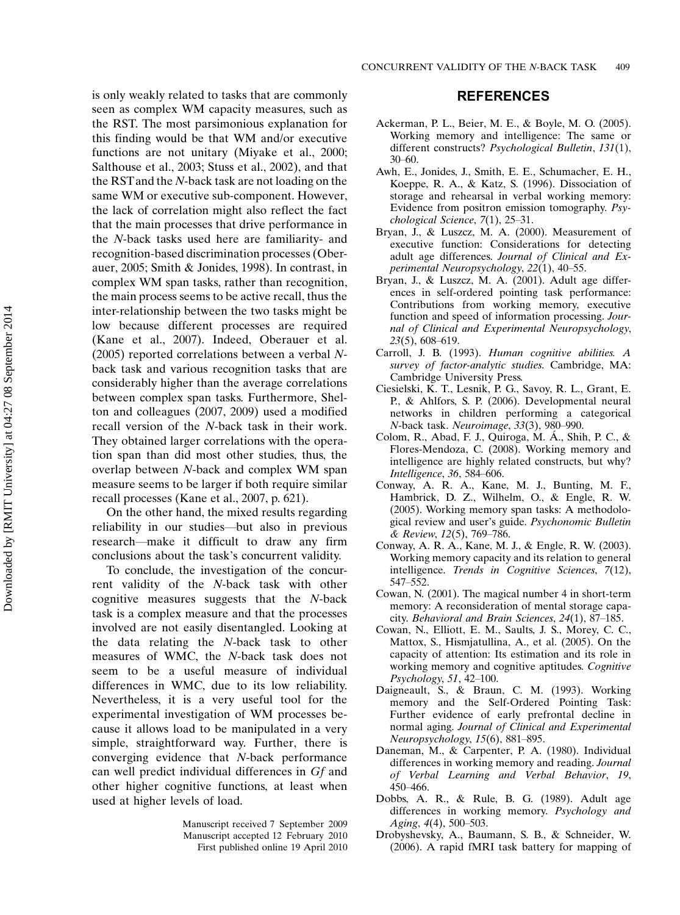is only weakly related to tasks that are commonly seen as complex WM capacity measures, such as the RST. The most parsimonious explanation for this finding would be that WM and/or executive functions are not unitary (Miyake et al., 2000; Salthouse et al., 2003; Stuss et al., 2002), and that the RST and the *N*-back task are not loading on the same WM or executive sub-component. However, the lack of correlation might also reflect the fact that the main processes that drive performance in the *N*-back tasks used here are familiarity- and recognition-based discrimination processes (Oberauer, 2005; Smith & Jonides, 1998). In contrast, in complex WM span tasks, rather than recognition, the main process seems to be active recall, thus the inter-relationship between the two tasks might be low because different processes are required (Kane et al., 2007). Indeed, Oberauer et al. (2005) reported correlations between a verbal *N*-back task and various recognition tasks that are considerably higher than the average correlations between complex span tasks. Furthermore, Shelton and colleagues (2007, 2009) used a modified recall version of the *N*-back task in their work. They obtained larger correlations with the operation span than did most other studies, thus, the overlap between *N*-back and complex WM span measure seems to be larger if both require similar recall processes (Kane et al., 2007, p. 621).

On the other hand, the mixed results regarding reliability in our studies—but also in previous research—make it difficult to draw any firm conclusions about the task's concurrent validity.

To conclude, the investigation of the concurrent validity of the *N*-back task with other cognitive measures suggests that the *N*-back task is a complex measure and that the processes involved are not easily disentangled. Looking at the data relating the *N*-back task to other measures of WMC, the *N*-back task does not seem to be a useful measure of individual differences in WMC, due to its low reliability. Nevertheless, it is a very useful tool for the experimental investigation of WM processes because it allows load to be manipulated in a very simple, straightforward way. Further, there is converging evidence that *N*-back performance can well predict individual differences in *Gf* and other higher cognitive functions, at least when used at higher levels of load.

Manuscript received 7 September 2009
Manuscript accepted 12 February 2010
First published online 19 April 2010

## REFERENCES

Ackerman, P. L., Beier, M. E., & Boyle, M. O. (2005). Working memory and intelligence: The same or different constructs? *Psychological Bulletin*, *131*(1), 30–60.

Awh, E., Jonides, J., Smith, E. E., Schumacher, E. H., Koeppe, R. A., & Katz, S. (1996). Dissociation of storage and rehearsal in verbal working memory: Evidence from positron emission tomography. *Psychological Science*, *7*(1), 25–31.

Bryan, J., & Luszcz, M. A. (2000). Measurement of executive function: Considerations for detecting adult age differences. *Journal of Clinical and Experimental Neuropsychology*, *22*(1), 40–55.

Bryan, J., & Luszcz, M. A. (2001). Adult age differences in self-ordered pointing task performance: Contributions from working memory, executive function and speed of information processing. *Journal of Clinical and Experimental Neuropsychology*, *23*(5), 608–619.

Carroll, J. B. (1993). *Human cognitive abilities. A survey of factor-analytic studies*. Cambridge, MA: Cambridge University Press.

Ciesielski, K. T., Lesnik, P. G., Savoy, R. L., Grant, E. P., & Ahlfors, S. P. (2006). Developmental neural networks in children performing a categorical *N*-back task. *Neuroimage*, *33*(3), 980–990.

Colom, R., Abad, F. J., Quiroga, M. Á., Shih, P. C., & Flores-Mendoza, C. (2008). Working memory and intelligence are highly related constructs, but why? *Intelligence*, *36*, 584–606.

Conway, A. R. A., Kane, M. J., Bunting, M. F., Hambrick, D. Z., Wilhelm, O., & Engle, R. W. (2005). Working memory span tasks: A methodological review and user's guide. *Psychonomic Bulletin & Review*, *12*(5), 769–786.

Conway, A. R. A., Kane, M. J., & Engle, R. W. (2003). Working memory capacity and its relation to general intelligence. *Trends in Cognitive Sciences*, *7*(12), 547–552.

Cowan, N. (2001). The magical number 4 in short-term memory: A reconsideration of mental storage capacity. *Behavioral and Brain Sciences*, *24*(1), 87–185.

Cowan, N., Elliott, E. M., Saults, J. S., Morey, C. C., Mattox, S., Hismjatullina, A., et al. (2005). On the capacity of attention: Its estimation and its role in working memory and cognitive aptitudes. *Cognitive Psychology*, *51*, 42–100.

Daigneault, S., & Braun, C. M. (1993). Working memory and the Self-Ordered Pointing Task: Further evidence of early prefrontal decline in normal aging. *Journal of Clinical and Experimental Neuropsychology*, *15*(6), 881–895.

Daneman, M., & Carpenter, P. A. (1980). Individual differences in working memory and reading. *Journal of Verbal Learning and Verbal Behavior*, *19*, 450–466.

Dobbs, A. R., & Rule, B. G. (1989). Adult age differences in working memory. *Psychology and Aging*, *4*(4), 500–503.

Drobyshevsky, A., Baumann, S. B., & Schneider, W. (2006). A rapid fMRI task battery for mapping of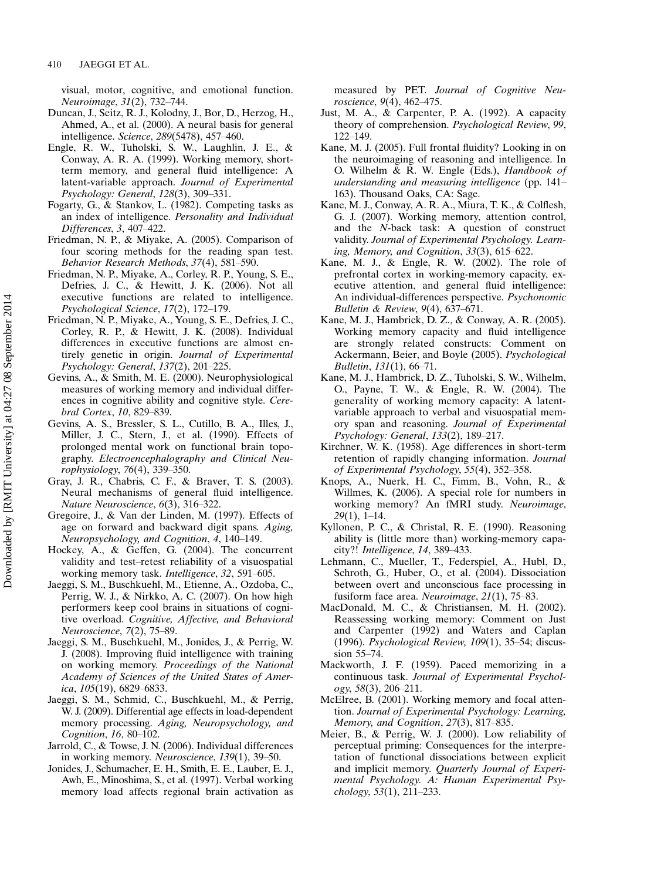visual, motor, cognitive, and emotional function. *Neuroimage*, *31*(2), 732–744.

Duncan, J., Seitz, R. J., Kolodny, J., Bor, D., Herzog, H., Ahmed, A., et al. (2000). A neural basis for general intelligence. *Science*, *289*(5478), 457–460.

Engle, R. W., Tuholski, S. W., Laughlin, J. E., & Conway, A. R. A. (1999). Working memory, short-term memory, and general fluid intelligence: A latent-variable approach. *Journal of Experimental Psychology: General*, *128*(3), 309–331.

Fogarty, G., & Stankov, L. (1982). Competing tasks as an index of intelligence. *Personality and Individual Differences*, *3*, 407–422.

Friedman, N. P., & Miyake, A. (2005). Comparison of four scoring methods for the reading span test. *Behavior Research Methods*, *37*(4), 581–590.

Friedman, N. P., Miyake, A., Corley, R. P., Young, S. E., Defries, J. C., & Hewitt, J. K. (2006). Not all executive functions are related to intelligence. *Psychological Science*, *17*(2), 172–179.

Friedman, N. P., Miyake, A., Young, S. E., Defries, J. C., Corley, R. P., & Hewitt, J. K. (2008). Individual differences in executive functions are almost entirely genetic in origin. *Journal of Experimental Psychology: General*, *137*(2), 201–225.

Gevins, A., & Smith, M. E. (2000). Neurophysiological measures of working memory and individual differences in cognitive ability and cognitive style. *Cerebral Cortex*, *10*, 829–839.

Gevins, A. S., Bressler, S. L., Cutillo, B. A., Illes, J., Miller, J. C., Stern, J., et al. (1990). Effects of prolonged mental work on functional brain topography. *Electroencephalography and Clinical Neurophysiology*, *76*(4), 339–350.

Gray, J. R., Chabris, C. F., & Braver, T. S. (2003). Neural mechanisms of general fluid intelligence. *Nature Neuroscience*, *6*(3), 316–322.

Gregoire, J., & Van der Linden, M. (1997). Effects of age on forward and backward digit spans. *Aging, Neuropsychology, and Cognition*, *4*, 140–149.

Hockey, A., & Geffen, G. (2004). The concurrent validity and test–retest reliability of a visuospatial working memory task. *Intelligence*, *32*, 591–605.

Jaeggi, S. M., Buschkuehl, M., Etienne, A., Ozdoba, C., Perrig, W. J., & Nirkko, A. C. (2007). On how high performers keep cool brains in situations of cognitive overload. *Cognitive, Affective, and Behavioral Neuroscience*, *7*(2), 75–89.

Jaeggi, S. M., Buschkuehl, M., Jonides, J., & Perrig, W. J. (2008). Improving fluid intelligence with training on working memory. *Proceedings of the National Academy of Sciences of the United States of America*, *105*(19), 6829–6833.

Jaeggi, S. M., Schmid, C., Buschkuehl, M., & Perrig, W. J. (2009). Differential age effects in load-dependent memory processing. *Aging, Neuropsychology, and Cognition*, *16*, 80–102.

Jarrold, C., & Towse, J. N. (2006). Individual differences in working memory. *Neuroscience*, *139*(1), 39–50.

Jonides, J., Schumacher, E. H., Smith, E. E., Lauber, E. J., Awh, E., Minoshima, S., et al. (1997). Verbal working memory load affects regional brain activation as measured by PET. *Journal of Cognitive Neuroscience*, *9*(4), 462–475.

Just, M. A., & Carpenter, P. A. (1992). A capacity theory of comprehension. *Psychological Review*, *99*, 122–149.

Kane, M. J. (2005). Full frontal fluidity? Looking in on the neuroimaging of reasoning and intelligence. In O. Wilhelm & R. W. Engle (Eds.), *Handbook of understanding and measuring intelligence* (pp. 141–163). Thousand Oaks, CA: Sage.

Kane, M. J., Conway, A. R. A., Miura, T. K., & Colflesh, G. J. (2007). Working memory, attention control, and the *N*-back task: A question of construct validity. *Journal of Experimental Psychology. Learning, Memory, and Cognition*, *33*(3), 615–622.

Kane, M. J., & Engle, R. W. (2002). The role of prefrontal cortex in working-memory capacity, executive attention, and general fluid intelligence: An individual-differences perspective. *Psychonomic Bulletin & Review*, *9*(4), 637–671.

Kane, M. J., Hambrick, D. Z., & Conway, A. R. (2005). Working memory capacity and fluid intelligence are strongly related constructs: Comment on Ackermann, Beier, and Boyle (2005). *Psychological Bulletin*, *131*(1), 66–71.

Kane, M. J., Hambrick, D. Z., Tuholski, S. W., Wilhelm, O., Payne, T. W., & Engle, R. W. (2004). The generality of working memory capacity: A latent-variable approach to verbal and visuospatial memory span and reasoning. *Journal of Experimental Psychology: General*, *133*(2), 189–217.

Kirchner, W. K. (1958). Age differences in short-term retention of rapidly changing information. *Journal of Experimental Psychology*, *55*(4), 352–358.

Knops, A., Nuerk, H. C., Fimm, B., Vohn, R., & Willmes, K. (2006). A special role for numbers in working memory? An fMRI study. *Neuroimage*, *29*(1), 1–14.

Kyllonen, P. C., & Christal, R. E. (1990). Reasoning ability is (little more than) working-memory capacity?! *Intelligence*, *14*, 389–433.

Lehmann, C., Mueller, T., Federspiel, A., Hubl, D., Schroth, G., Huber, O., et al. (2004). Dissociation between overt and unconscious face processing in fusiform face area. *Neuroimage*, *21*(1), 75–83.

MacDonald, M. C., & Christiansen, M. H. (2002). Reassessing working memory: Comment on Just and Carpenter (1992) and Waters and Caplan (1996). *Psychological Review, 109*(1), 35–54; discussion 55–74.

Mackworth, J. F. (1959). Paced memorizing in a continuous task. *Journal of Experimental Psychology*, *58*(3), 206–211.

McElree, B. (2001). Working memory and focal attention. *Journal of Experimental Psychology: Learning, Memory, and Cognition*, *27*(3), 817–835.

Meier, B., & Perrig, W. J. (2000). Low reliability of perceptual priming: Consequences for the interpretation of functional dissociations between explicit and implicit memory. *Quarterly Journal of Experimental Psychology. A: Human Experimental Psychology*, *53*(1), 211–233.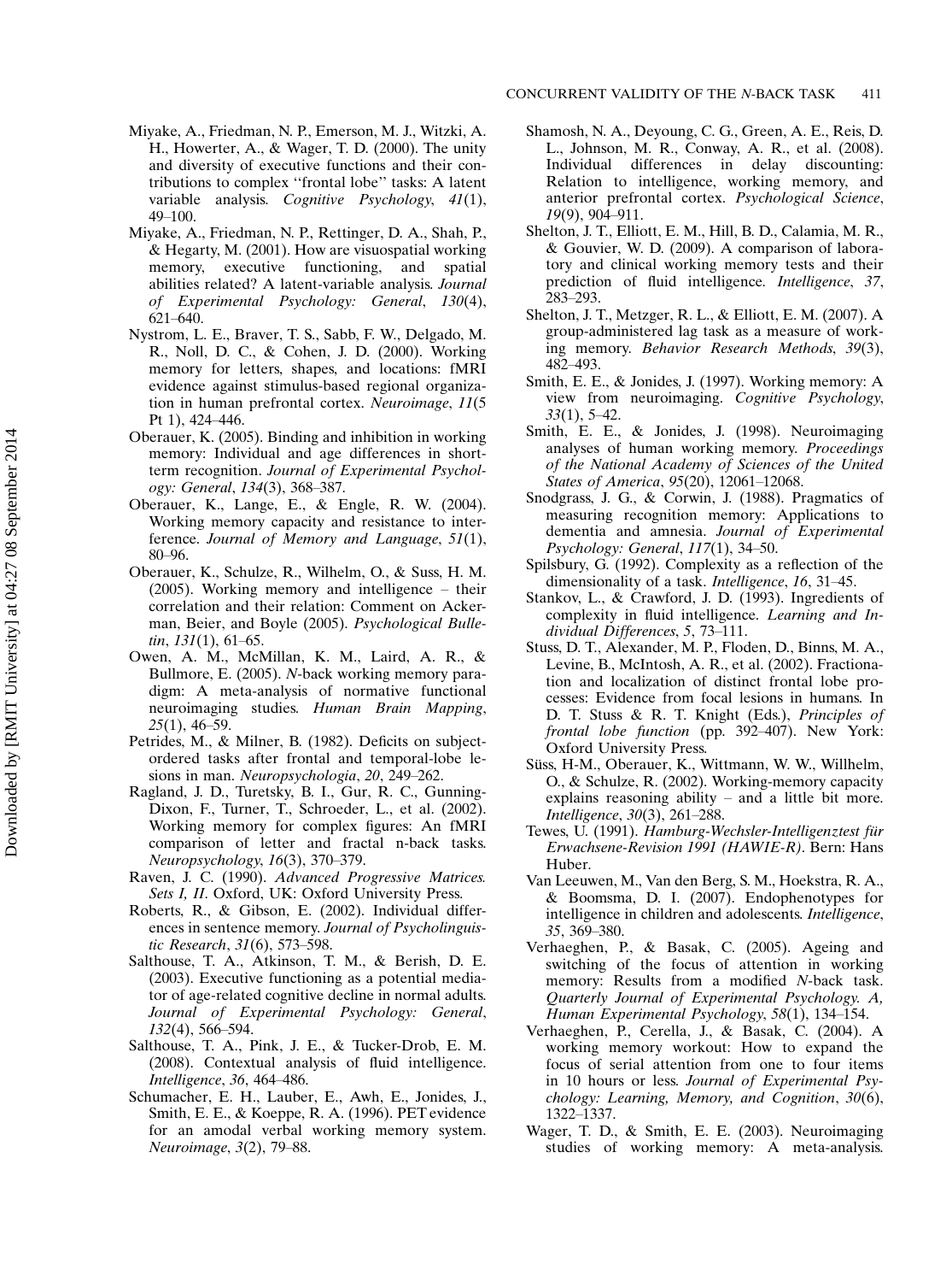Miyake, A., Friedman, N. P., Emerson, M. J., Witzki, A. H., Howerter, A., & Wager, T. D. (2000). The unity and diversity of executive functions and their contributions to complex "frontal lobe" tasks: A latent variable analysis. *Cognitive Psychology*, *41*(1), 49–100.

Miyake, A., Friedman, N. P., Rettinger, D. A., Shah, P., & Hegarty, M. (2001). How are visuospatial working memory, executive functioning, and spatial abilities related? A latent-variable analysis. *Journal of Experimental Psychology: General*, *130*(4), 621–640.

Nystrom, L. E., Braver, T. S., Sabb, F. W., Delgado, M. R., Noll, D. C., & Cohen, J. D. (2000). Working memory for letters, shapes, and locations: fMRI evidence against stimulus-based regional organization in human prefrontal cortex. *Neuroimage*, *11*(5 Pt 1), 424–446.

Oberauer, K. (2005). Binding and inhibition in working memory: Individual and age differences in short-term recognition. *Journal of Experimental Psychology: General*, *134*(3), 368–387.

Oberauer, K., Lange, E., & Engle, R. W. (2004). Working memory capacity and resistance to interference. *Journal of Memory and Language*, *51*(1), 80–96.

Oberauer, K., Schulze, R., Wilhelm, O., & Suss, H. M. (2005). Working memory and intelligence – their correlation and their relation: Comment on Ackerman, Beier, and Boyle (2005). *Psychological Bulletin*, *131*(1), 61–65.

Owen, A. M., McMillan, K. M., Laird, A. R., & Bullmore, E. (2005). *N*-back working memory paradigm: A meta-analysis of normative functional neuroimaging studies. *Human Brain Mapping*, *25*(1), 46–59.

Petrides, M., & Milner, B. (1982). Deficits on subject-ordered tasks after frontal and temporal-lobe lesions in man. *Neuropsychologia*, *20*, 249–262.

Ragland, J. D., Turetsky, B. I., Gur, R. C., Gunning-Dixon, F., Turner, T., Schroeder, L., et al. (2002). Working memory for complex figures: An fMRI comparison of letter and fractal n-back tasks. *Neuropsychology*, *16*(3), 370–379.

Raven, J. C. (1990). *Advanced Progressive Matrices. Sets I, II*. Oxford, UK: Oxford University Press.

Roberts, R., & Gibson, E. (2002). Individual differences in sentence memory. *Journal of Psycholinguistic Research*, *31*(6), 573–598.

Salthouse, T. A., Atkinson, T. M., & Berish, D. E. (2003). Executive functioning as a potential mediator of age-related cognitive decline in normal adults. *Journal of Experimental Psychology: General*, *132*(4), 566–594.

Salthouse, T. A., Pink, J. E., & Tucker-Drob, E. M. (2008). Contextual analysis of fluid intelligence. *Intelligence*, *36*, 464–486.

Schumacher, E. H., Lauber, E., Awh, E., Jonides, J., Smith, E. E., & Koeppe, R. A. (1996). PET evidence for an amodal verbal working memory system. *Neuroimage*, *3*(2), 79–88.

Shamosh, N. A., Deyoung, C. G., Green, A. E., Reis, D. L., Johnson, M. R., Conway, A. R., et al. (2008). Individual differences in delay discounting: Relation to intelligence, working memory, and anterior prefrontal cortex. *Psychological Science*, *19*(9), 904–911.

Shelton, J. T., Elliott, E. M., Hill, B. D., Calamia, M. R., & Gouvier, W. D. (2009). A comparison of laboratory and clinical working memory tests and their prediction of fluid intelligence. *Intelligence*, *37*, 283–293.

Shelton, J. T., Metzger, R. L., & Elliott, E. M. (2007). A group-administered lag task as a measure of working memory. *Behavior Research Methods*, *39*(3), 482–493.

Smith, E. E., & Jonides, J. (1997). Working memory: A view from neuroimaging. *Cognitive Psychology*, *33*(1), 5–42.

Smith, E. E., & Jonides, J. (1998). Neuroimaging analyses of human working memory. *Proceedings of the National Academy of Sciences of the United States of America*, *95*(20), 12061–12068.

Snodgrass, J. G., & Corwin, J. (1988). Pragmatics of measuring recognition memory: Applications to dementia and amnesia. *Journal of Experimental Psychology: General*, *117*(1), 34–50.

Spilsbury, G. (1992). Complexity as a reflection of the dimensionality of a task. *Intelligence*, *16*, 31–45.

Stankov, L., & Crawford, J. D. (1993). Ingredients of complexity in fluid intelligence. *Learning and Individual Differences*, *5*, 73–111.

Stuss, D. T., Alexander, M. P., Floden, D., Binns, M. A., Levine, B., McIntosh, A. R., et al. (2002). Fractionation and localization of distinct frontal lobe processes: Evidence from focal lesions in humans. In D. T. Stuss & R. T. Knight (Eds.), *Principles of frontal lobe function* (pp. 392–407). New York: Oxford University Press.

Süss, H-M., Oberauer, K., Wittmann, W. W., Willhelm, O., & Schulze, R. (2002). Working-memory capacity explains reasoning ability – and a little bit more. *Intelligence*, *30*(3), 261–288.

Tewes, U. (1991). *Hamburg-Wechsler-Intelligenztest für Erwachsene-Revision 1991 (HAWIE-R)*. Bern: Hans Huber.

Van Leeuwen, M., Van den Berg, S. M., Hoekstra, R. A., & Boomsma, D. I. (2007). Endophenotypes for intelligence in children and adolescents. *Intelligence*, *35*, 369–380.

Verhaeghen, P., & Basak, C. (2005). Ageing and switching of the focus of attention in working memory: Results from a modified *N*-back task. *Quarterly Journal of Experimental Psychology. A, Human Experimental Psychology*, *58*(1), 134–154.

Verhaeghen, P., Cerella, J., & Basak, C. (2004). A working memory workout: How to expand the focus of serial attention from one to four items in 10 hours or less. *Journal of Experimental Psychology: Learning, Memory, and Cognition*, *30*(6), 1322–1337.

Wager, T. D., & Smith, E. E. (2003). Neuroimaging studies of working memory: A meta-analysis.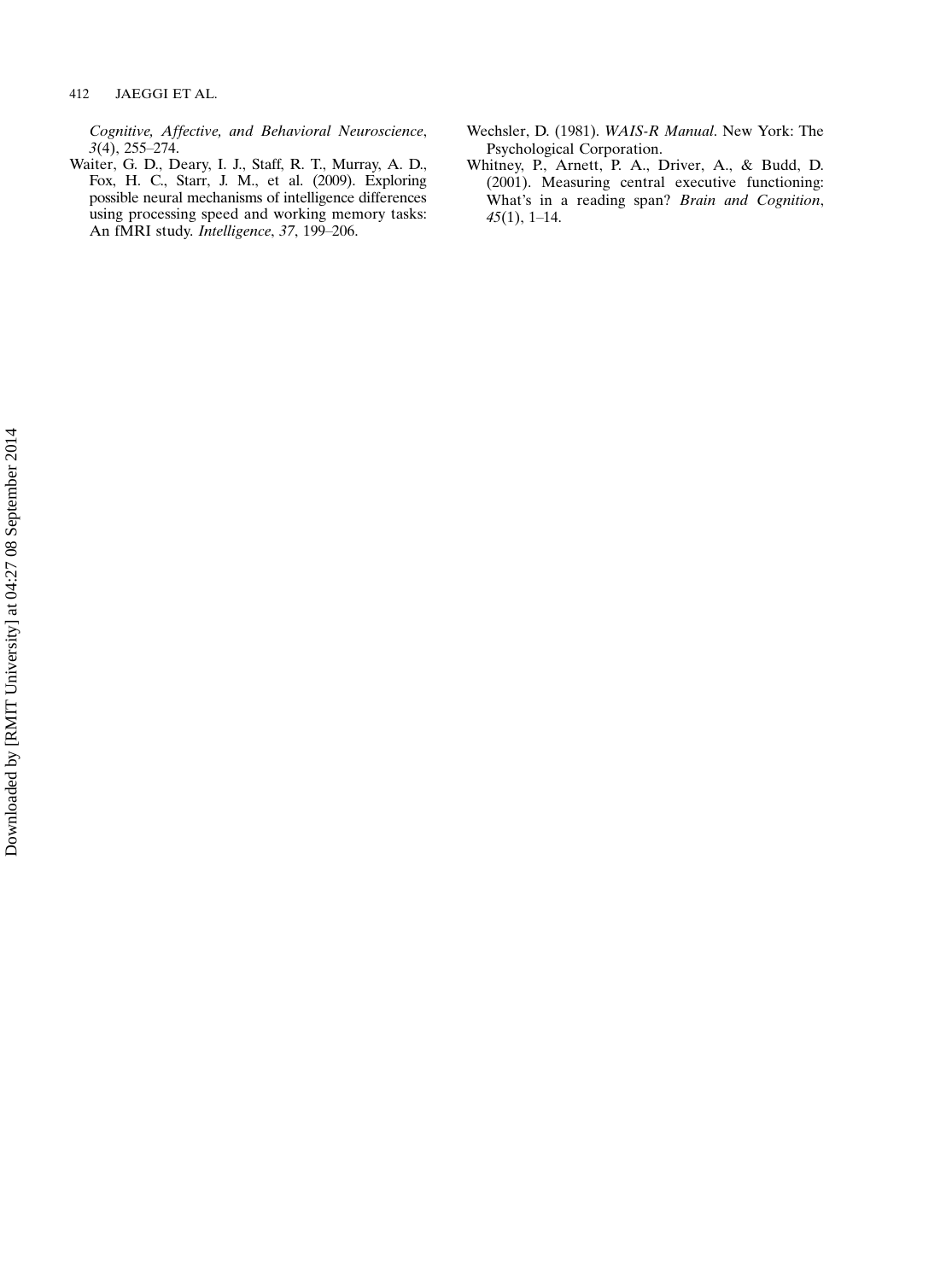*Cognitive, Affective, and Behavioral Neuroscience*, *3*(4), 255–274.

Waiter, G. D., Deary, I. J., Staff, R. T., Murray, A. D., Fox, H. C., Starr, J. M., et al. (2009). Exploring possible neural mechanisms of intelligence differences using processing speed and working memory tasks: An fMRI study. *Intelligence*, *37*, 199–206.

Wechsler, D. (1981). *WAIS-R Manual*. New York: The Psychological Corporation.

Whitney, P., Arnett, P. A., Driver, A., & Budd, D. (2001). Measuring central executive functioning: What's in a reading span? *Brain and Cognition*, *45*(1), 1–14.